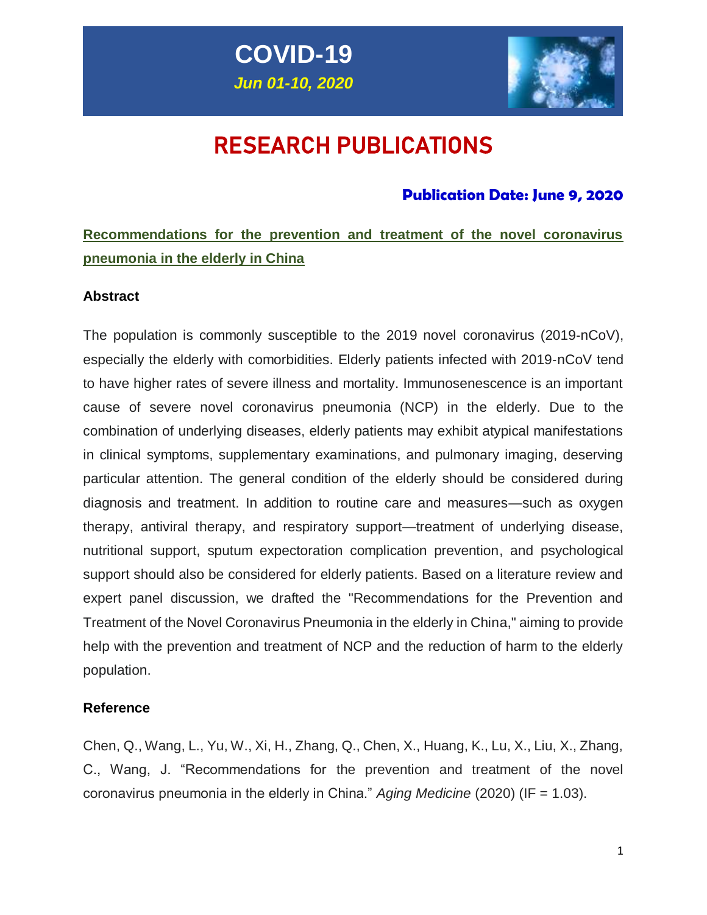# COVID-19

***Jun 01-10, 2020***

# RESEARCH PUBLICATIONS

### Publication Date: June 9, 2020

## Recommendations for the prevention and treatment of the novel coronavirus pneumonia in the elderly in China

### Abstract

The population is commonly susceptible to the 2019 novel coronavirus (2019-nCoV), especially the elderly with comorbidities. Elderly patients infected with 2019-nCoV tend to have higher rates of severe illness and mortality. Immunosenescence is an important cause of severe novel coronavirus pneumonia (NCP) in the elderly. Due to the combination of underlying diseases, elderly patients may exhibit atypical manifestations in clinical symptoms, supplementary examinations, and pulmonary imaging, deserving particular attention. The general condition of the elderly should be considered during diagnosis and treatment. In addition to routine care and measures—such as oxygen therapy, antiviral therapy, and respiratory support—treatment of underlying disease, nutritional support, sputum expectoration complication prevention, and psychological support should also be considered for elderly patients. Based on a literature review and expert panel discussion, we drafted the "Recommendations for the Prevention and Treatment of the Novel Coronavirus Pneumonia in the elderly in China," aiming to provide help with the prevention and treatment of NCP and the reduction of harm to the elderly population.

### Reference

Chen, Q., Wang, L., Yu, W., Xi, H., Zhang, Q., Chen, X., Huang, K., Lu, X., Liu, X., Zhang, C., Wang, J. "Recommendations for the prevention and treatment of the novel coronavirus pneumonia in the elderly in China." *Aging Medicine* (2020) (IF = 1.03).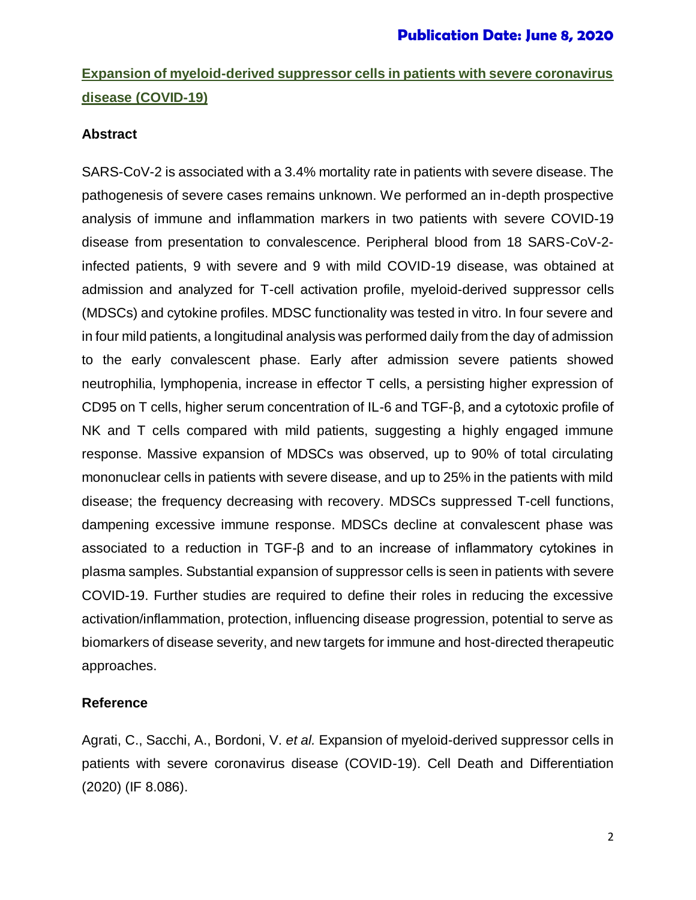**Publication Date: June 8, 2020**

## Expansion of myeloid-derived suppressor cells in patients with severe coronavirus disease (COVID-19)

### Abstract

SARS-CoV-2 is associated with a 3.4% mortality rate in patients with severe disease. The pathogenesis of severe cases remains unknown. We performed an in-depth prospective analysis of immune and inflammation markers in two patients with severe COVID-19 disease from presentation to convalescence. Peripheral blood from 18 SARS-CoV-2-infected patients, 9 with severe and 9 with mild COVID-19 disease, was obtained at admission and analyzed for T-cell activation profile, myeloid-derived suppressor cells (MDSCs) and cytokine profiles. MDSC functionality was tested in vitro. In four severe and in four mild patients, a longitudinal analysis was performed daily from the day of admission to the early convalescent phase. Early after admission severe patients showed neutrophilia, lymphopenia, increase in effector T cells, a persisting higher expression of CD95 on T cells, higher serum concentration of IL-6 and TGF-β, and a cytotoxic profile of NK and T cells compared with mild patients, suggesting a highly engaged immune response. Massive expansion of MDSCs was observed, up to 90% of total circulating mononuclear cells in patients with severe disease, and up to 25% in the patients with mild disease; the frequency decreasing with recovery. MDSCs suppressed T-cell functions, dampening excessive immune response. MDSCs decline at convalescent phase was associated to a reduction in TGF-β and to an increase of inflammatory cytokines in plasma samples. Substantial expansion of suppressor cells is seen in patients with severe COVID-19. Further studies are required to define their roles in reducing the excessive activation/inflammation, protection, influencing disease progression, potential to serve as biomarkers of disease severity, and new targets for immune and host-directed therapeutic approaches.

### Reference

Agrati, C., Sacchi, A., Bordoni, V. *et al.* Expansion of myeloid-derived suppressor cells in patients with severe coronavirus disease (COVID-19). Cell Death and Differentiation (2020) (IF 8.086).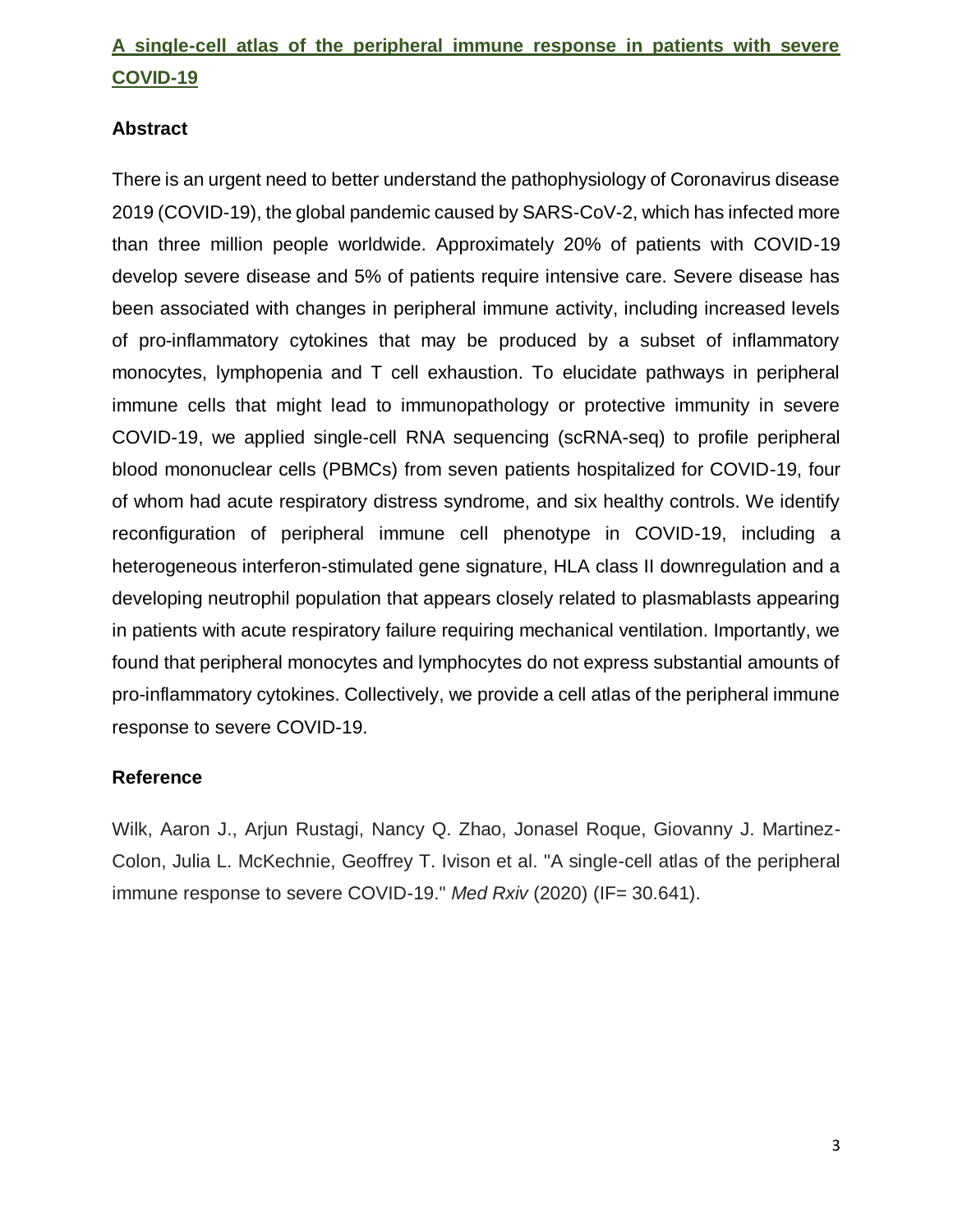## A single-cell atlas of the peripheral immune response in patients with severe COVID-19

### Abstract

There is an urgent need to better understand the pathophysiology of Coronavirus disease 2019 (COVID-19), the global pandemic caused by SARS-CoV-2, which has infected more than three million people worldwide. Approximately 20% of patients with COVID-19 develop severe disease and 5% of patients require intensive care. Severe disease has been associated with changes in peripheral immune activity, including increased levels of pro-inflammatory cytokines that may be produced by a subset of inflammatory monocytes, lymphopenia and T cell exhaustion. To elucidate pathways in peripheral immune cells that might lead to immunopathology or protective immunity in severe COVID-19, we applied single-cell RNA sequencing (scRNA-seq) to profile peripheral blood mononuclear cells (PBMCs) from seven patients hospitalized for COVID-19, four of whom had acute respiratory distress syndrome, and six healthy controls. We identify reconfiguration of peripheral immune cell phenotype in COVID-19, including a heterogeneous interferon-stimulated gene signature, HLA class II downregulation and a developing neutrophil population that appears closely related to plasmablasts appearing in patients with acute respiratory failure requiring mechanical ventilation. Importantly, we found that peripheral monocytes and lymphocytes do not express substantial amounts of pro-inflammatory cytokines. Collectively, we provide a cell atlas of the peripheral immune response to severe COVID-19.

### Reference

Wilk, Aaron J., Arjun Rustagi, Nancy Q. Zhao, Jonasel Roque, Giovanny J. Martinez-Colon, Julia L. McKechnie, Geoffrey T. Ivison et al. "A single-cell atlas of the peripheral immune response to severe COVID-19." *Med Rxiv* (2020) (IF= 30.641).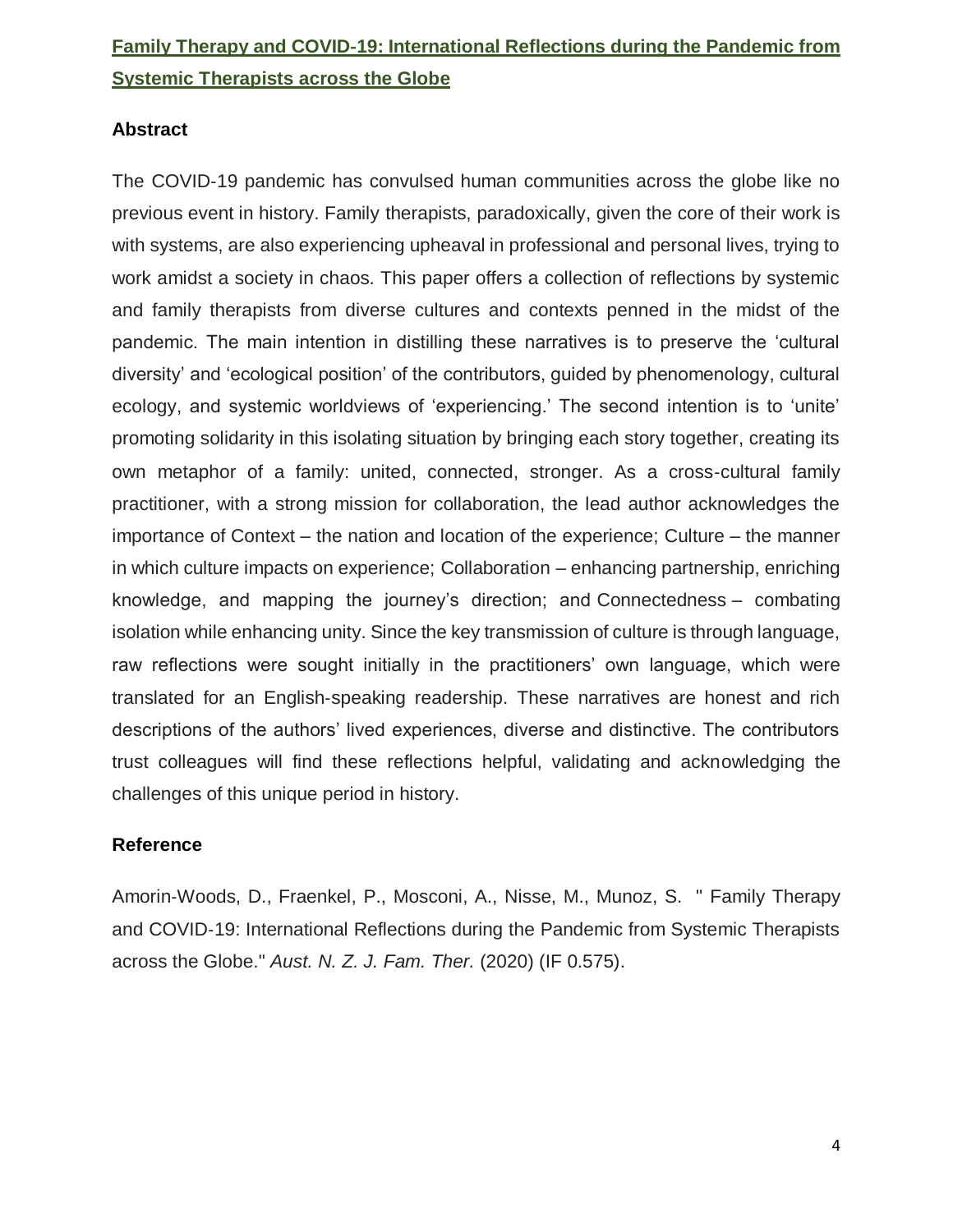## **Family Therapy and COVID-19: International Reflections during the Pandemic from Systemic Therapists across the Globe**

### Abstract

The COVID-19 pandemic has convulsed human communities across the globe like no previous event in history. Family therapists, paradoxically, given the core of their work is with systems, are also experiencing upheaval in professional and personal lives, trying to work amidst a society in chaos. This paper offers a collection of reflections by systemic and family therapists from diverse cultures and contexts penned in the midst of the pandemic. The main intention in distilling these narratives is to preserve the 'cultural diversity' and 'ecological position' of the contributors, guided by phenomenology, cultural ecology, and systemic worldviews of 'experiencing.' The second intention is to 'unite' promoting solidarity in this isolating situation by bringing each story together, creating its own metaphor of a family: united, connected, stronger. As a cross-cultural family practitioner, with a strong mission for collaboration, the lead author acknowledges the importance of Context – the nation and location of the experience; Culture – the manner in which culture impacts on experience; Collaboration – enhancing partnership, enriching knowledge, and mapping the journey's direction; and Connectedness – combating isolation while enhancing unity. Since the key transmission of culture is through language, raw reflections were sought initially in the practitioners' own language, which were translated for an English-speaking readership. These narratives are honest and rich descriptions of the authors' lived experiences, diverse and distinctive. The contributors trust colleagues will find these reflections helpful, validating and acknowledging the challenges of this unique period in history.

### Reference

Amorin-Woods, D., Fraenkel, P., Mosconi, A., Nisse, M., Munoz, S. " Family Therapy and COVID-19: International Reflections during the Pandemic from Systemic Therapists across the Globe." *Aust. N. Z. J. Fam. Ther.* (2020) (IF 0.575).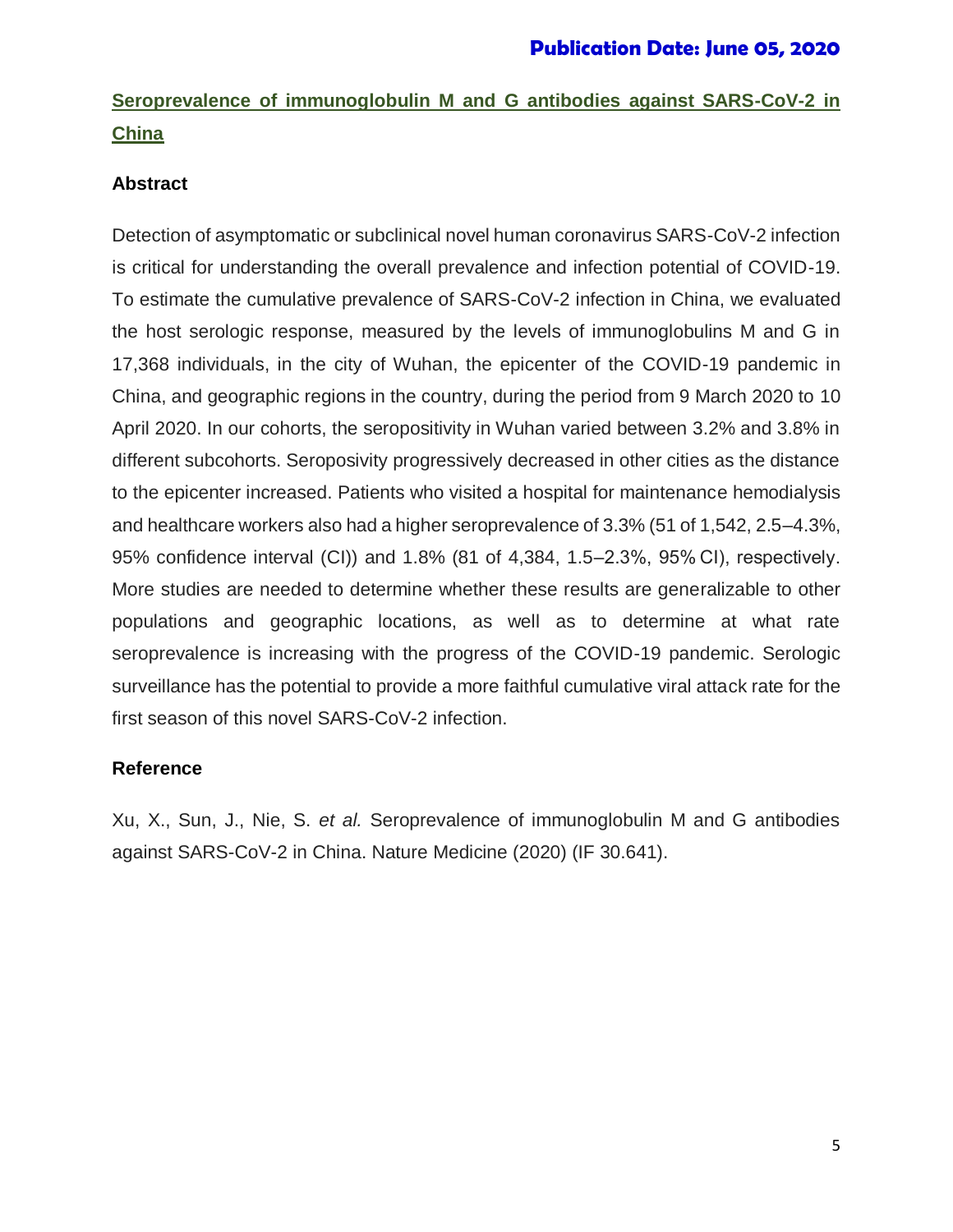**Publication Date: June 05, 2020**

## Seroprevalence of immunoglobulin M and G antibodies against SARS-CoV-2 in China

### Abstract

Detection of asymptomatic or subclinical novel human coronavirus SARS-CoV-2 infection is critical for understanding the overall prevalence and infection potential of COVID-19. To estimate the cumulative prevalence of SARS-CoV-2 infection in China, we evaluated the host serologic response, measured by the levels of immunoglobulins M and G in 17,368 individuals, in the city of Wuhan, the epicenter of the COVID-19 pandemic in China, and geographic regions in the country, during the period from 9 March 2020 to 10 April 2020. In our cohorts, the seropositivity in Wuhan varied between 3.2% and 3.8% in different subcohorts. Seroposivity progressively decreased in other cities as the distance to the epicenter increased. Patients who visited a hospital for maintenance hemodialysis and healthcare workers also had a higher seroprevalence of 3.3% (51 of 1,542, 2.5–4.3%, 95% confidence interval (CI)) and 1.8% (81 of 4,384, 1.5–2.3%, 95% CI), respectively. More studies are needed to determine whether these results are generalizable to other populations and geographic locations, as well as to determine at what rate seroprevalence is increasing with the progress of the COVID-19 pandemic. Serologic surveillance has the potential to provide a more faithful cumulative viral attack rate for the first season of this novel SARS-CoV-2 infection.

### Reference

Xu, X., Sun, J., Nie, S. *et al.* Seroprevalence of immunoglobulin M and G antibodies against SARS-CoV-2 in China. Nature Medicine (2020) (IF 30.641).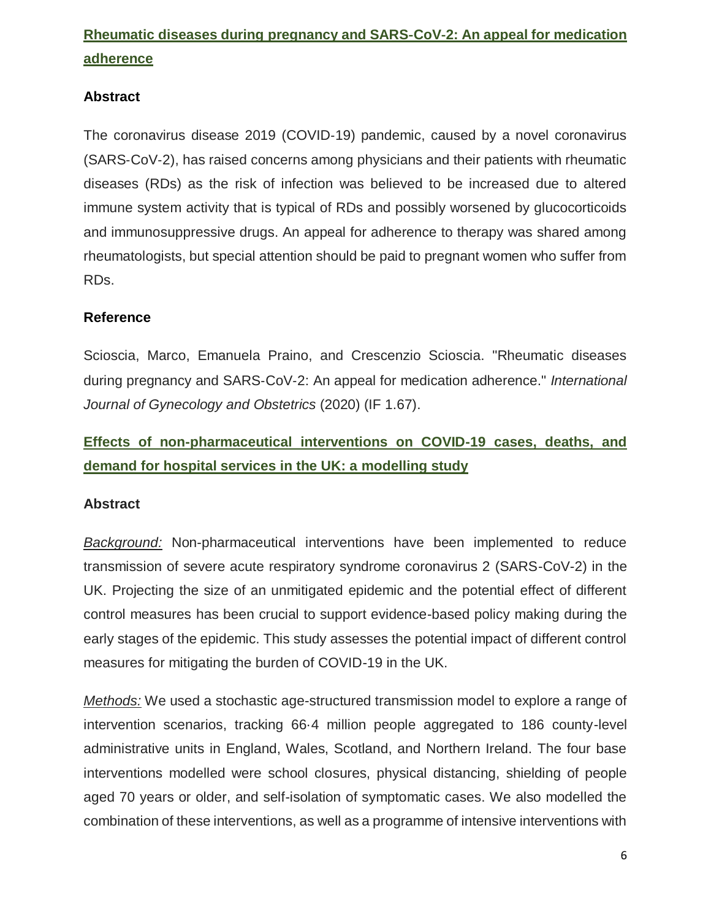## [Rheumatic diseases during pregnancy and SARS-CoV-2: An appeal for medication adherence]

### Abstract

The coronavirus disease 2019 (COVID-19) pandemic, caused by a novel coronavirus (SARS-CoV-2), has raised concerns among physicians and their patients with rheumatic diseases (RDs) as the risk of infection was believed to be increased due to altered immune system activity that is typical of RDs and possibly worsened by glucocorticoids and immunosuppressive drugs. An appeal for adherence to therapy was shared among rheumatologists, but special attention should be paid to pregnant women who suffer from RDs.

### Reference

Scioscia, Marco, Emanuela Praino, and Crescenzio Scioscia. "Rheumatic diseases during pregnancy and SARS-CoV-2: An appeal for medication adherence." *International Journal of Gynecology and Obstetrics* (2020) (IF 1.67).

## [Effects of non-pharmaceutical interventions on COVID-19 cases, deaths, and demand for hospital services in the UK: a modelling study]

### Abstract

*Background:* Non-pharmaceutical interventions have been implemented to reduce transmission of severe acute respiratory syndrome coronavirus 2 (SARS-CoV-2) in the UK. Projecting the size of an unmitigated epidemic and the potential effect of different control measures has been crucial to support evidence-based policy making during the early stages of the epidemic. This study assesses the potential impact of different control measures for mitigating the burden of COVID-19 in the UK.

*Methods:* We used a stochastic age-structured transmission model to explore a range of intervention scenarios, tracking 66·4 million people aggregated to 186 county-level administrative units in England, Wales, Scotland, and Northern Ireland. The four base interventions modelled were school closures, physical distancing, shielding of people aged 70 years or older, and self-isolation of symptomatic cases. We also modelled the combination of these interventions, as well as a programme of intensive interventions with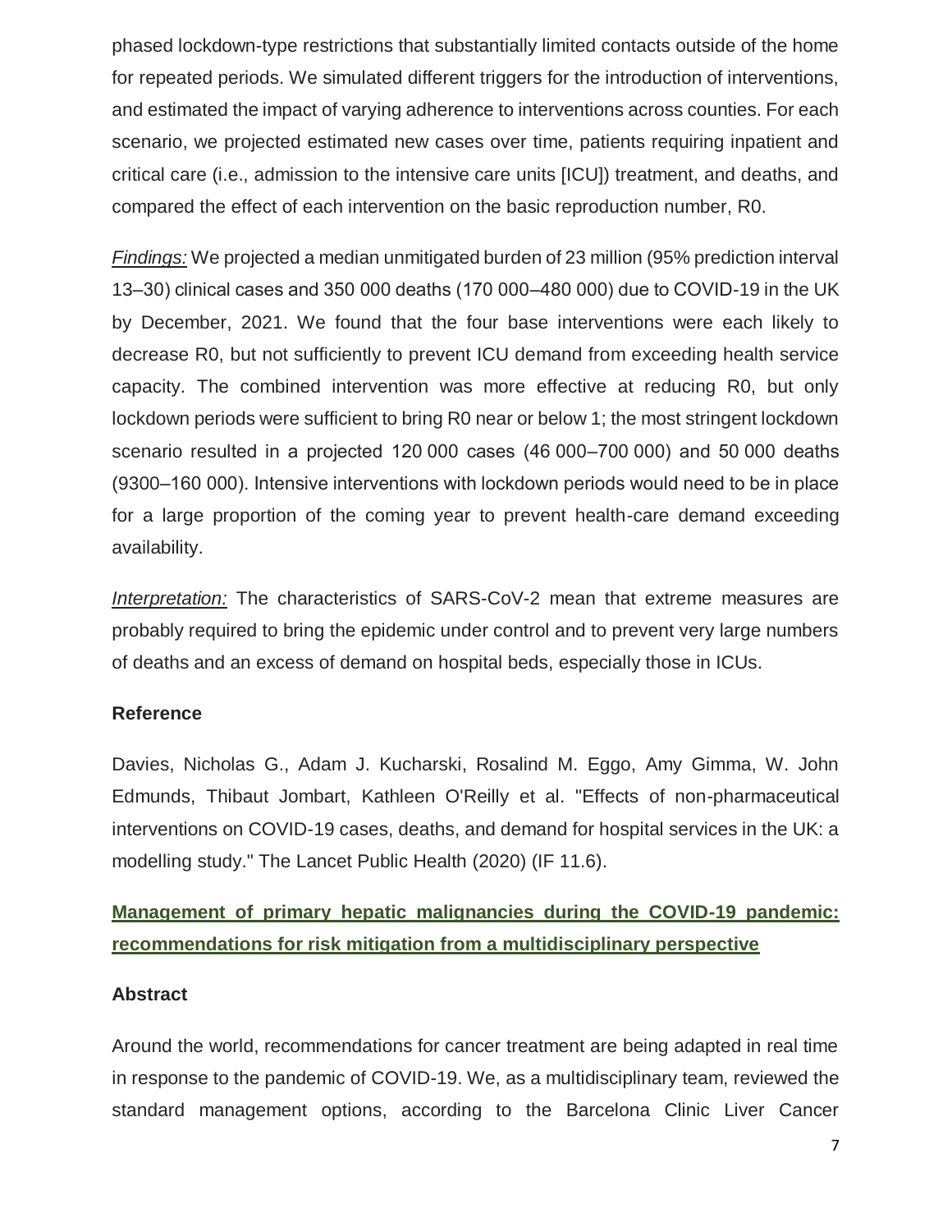phased lockdown-type restrictions that substantially limited contacts outside of the home for repeated periods. We simulated different triggers for the introduction of interventions, and estimated the impact of varying adherence to interventions across counties. For each scenario, we projected estimated new cases over time, patients requiring inpatient and critical care (i.e., admission to the intensive care units [ICU]) treatment, and deaths, and compared the effect of each intervention on the basic reproduction number, R0.

*Findings:* We projected a median unmitigated burden of 23 million (95% prediction interval 13–30) clinical cases and 350 000 deaths (170 000–480 000) due to COVID-19 in the UK by December, 2021. We found that the four base interventions were each likely to decrease R0, but not sufficiently to prevent ICU demand from exceeding health service capacity. The combined intervention was more effective at reducing R0, but only lockdown periods were sufficient to bring R0 near or below 1; the most stringent lockdown scenario resulted in a projected 120 000 cases (46 000–700 000) and 50 000 deaths (9300–160 000). Intensive interventions with lockdown periods would need to be in place for a large proportion of the coming year to prevent health-care demand exceeding availability.

*Interpretation:* The characteristics of SARS-CoV-2 mean that extreme measures are probably required to bring the epidemic under control and to prevent very large numbers of deaths and an excess of demand on hospital beds, especially those in ICUs.

### Reference

Davies, Nicholas G., Adam J. Kucharski, Rosalind M. Eggo, Amy Gimma, W. John Edmunds, Thibaut Jombart, Kathleen O'Reilly et al. "Effects of non-pharmaceutical interventions on COVID-19 cases, deaths, and demand for hospital services in the UK: a modelling study." The Lancet Public Health (2020) (IF 11.6).

## Management of primary hepatic malignancies during the COVID-19 pandemic: recommendations for risk mitigation from a multidisciplinary perspective

### Abstract

Around the world, recommendations for cancer treatment are being adapted in real time in response to the pandemic of COVID-19. We, as a multidisciplinary team, reviewed the standard management options, according to the Barcelona Clinic Liver Cancer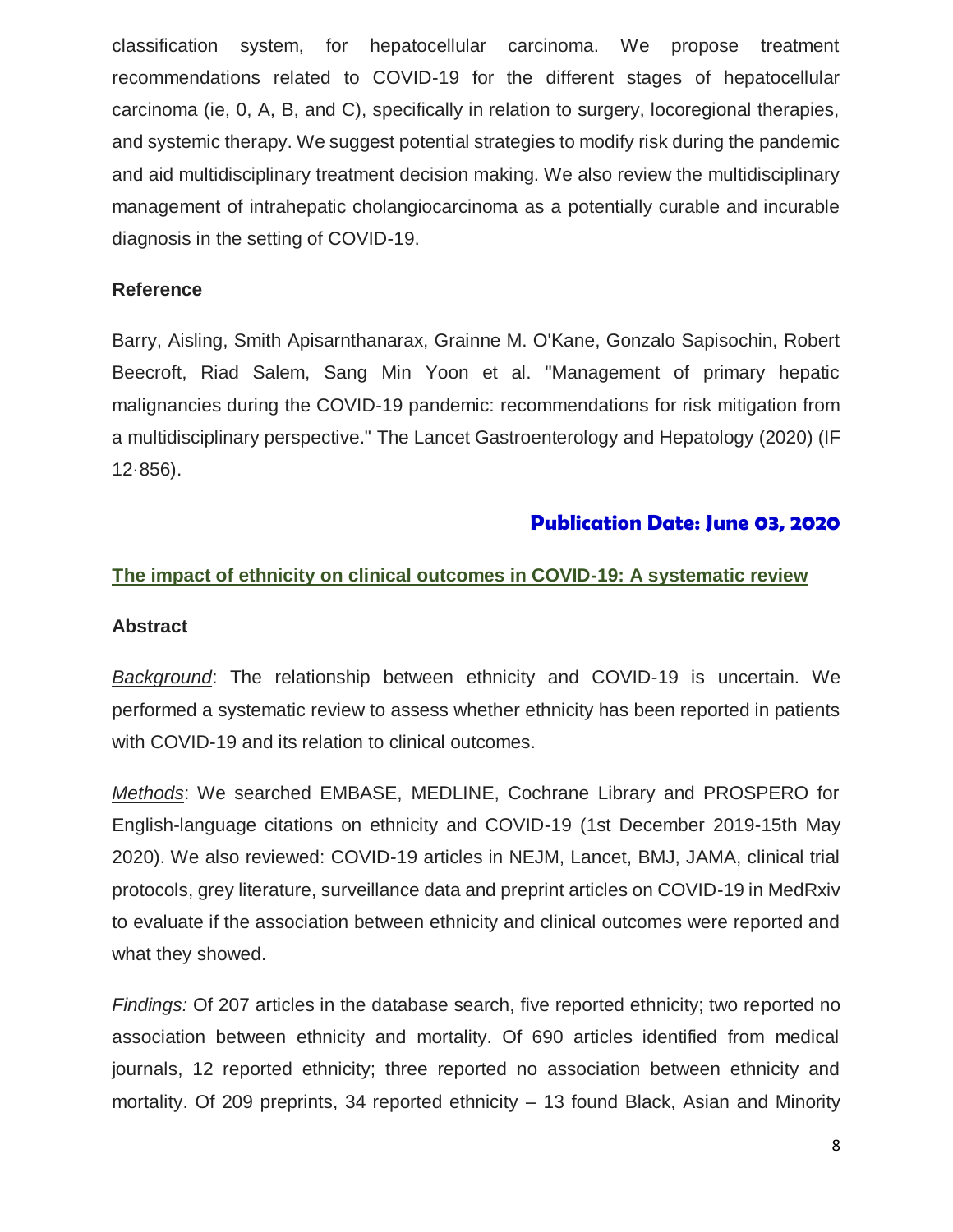classification system, for hepatocellular carcinoma. We propose treatment recommendations related to COVID-19 for the different stages of hepatocellular carcinoma (ie, 0, A, B, and C), specifically in relation to surgery, locoregional therapies, and systemic therapy. We suggest potential strategies to modify risk during the pandemic and aid multidisciplinary treatment decision making. We also review the multidisciplinary management of intrahepatic cholangiocarcinoma as a potentially curable and incurable diagnosis in the setting of COVID-19.

**Reference**

Barry, Aisling, Smith Apisarnthanarax, Grainne M. O'Kane, Gonzalo Sapisochin, Robert Beecroft, Riad Salem, Sang Min Yoon et al. "Management of primary hepatic malignancies during the COVID-19 pandemic: recommendations for risk mitigation from a multidisciplinary perspective." The Lancet Gastroenterology and Hepatology (2020) (IF 12·856).

**Publication Date: June 03, 2020**

## The impact of ethnicity on clinical outcomes in COVID-19: A systematic review

**Abstract**

*Background*: The relationship between ethnicity and COVID-19 is uncertain. We performed a systematic review to assess whether ethnicity has been reported in patients with COVID-19 and its relation to clinical outcomes.

*Methods*: We searched EMBASE, MEDLINE, Cochrane Library and PROSPERO for English-language citations on ethnicity and COVID-19 (1st December 2019-15th May 2020). We also reviewed: COVID-19 articles in NEJM, Lancet, BMJ, JAMA, clinical trial protocols, grey literature, surveillance data and preprint articles on COVID-19 in MedRxiv to evaluate if the association between ethnicity and clinical outcomes were reported and what they showed.

*Findings:* Of 207 articles in the database search, five reported ethnicity; two reported no association between ethnicity and mortality. Of 690 articles identified from medical journals, 12 reported ethnicity; three reported no association between ethnicity and mortality. Of 209 preprints, 34 reported ethnicity – 13 found Black, Asian and Minority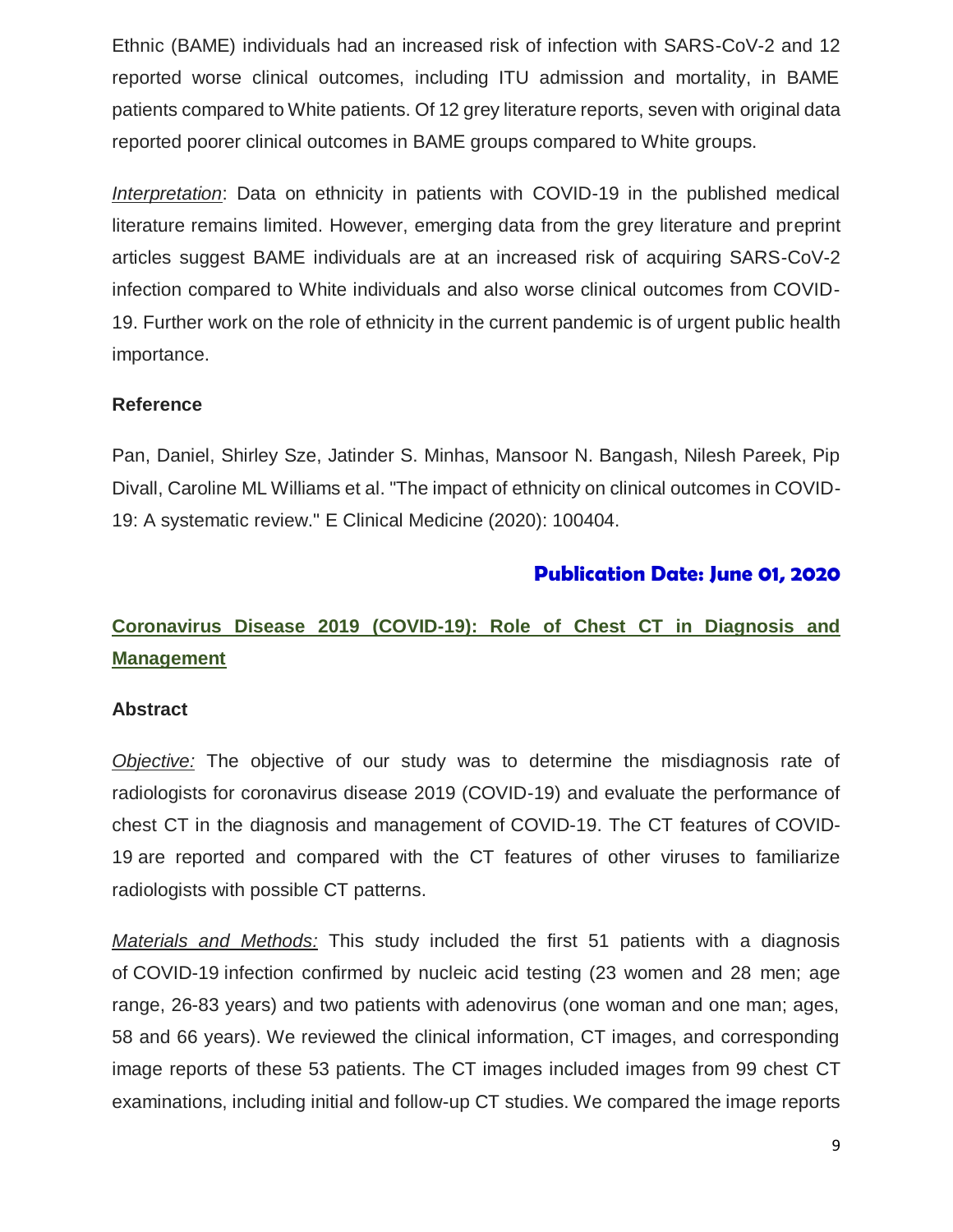Ethnic (BAME) individuals had an increased risk of infection with SARS-CoV-2 and 12 reported worse clinical outcomes, including ITU admission and mortality, in BAME patients compared to White patients. Of 12 grey literature reports, seven with original data reported poorer clinical outcomes in BAME groups compared to White groups.

*Interpretation*: Data on ethnicity in patients with COVID-19 in the published medical literature remains limited. However, emerging data from the grey literature and preprint articles suggest BAME individuals are at an increased risk of acquiring SARS-CoV-2 infection compared to White individuals and also worse clinical outcomes from COVID-19. Further work on the role of ethnicity in the current pandemic is of urgent public health importance.

**Reference**

Pan, Daniel, Shirley Sze, Jatinder S. Minhas, Mansoor N. Bangash, Nilesh Pareek, Pip Divall, Caroline ML Williams et al. "The impact of ethnicity on clinical outcomes in COVID-19: A systematic review." E Clinical Medicine (2020): 100404.

**Publication Date: June 01, 2020**

## Coronavirus Disease 2019 (COVID-19): Role of Chest CT in Diagnosis and Management

**Abstract**

*Objective:* The objective of our study was to determine the misdiagnosis rate of radiologists for coronavirus disease 2019 (COVID-19) and evaluate the performance of chest CT in the diagnosis and management of COVID-19. The CT features of COVID-19 are reported and compared with the CT features of other viruses to familiarize radiologists with possible CT patterns.

*Materials and Methods:* This study included the first 51 patients with a diagnosis of COVID-19 infection confirmed by nucleic acid testing (23 women and 28 men; age range, 26-83 years) and two patients with adenovirus (one woman and one man; ages, 58 and 66 years). We reviewed the clinical information, CT images, and corresponding image reports of these 53 patients. The CT images included images from 99 chest CT examinations, including initial and follow-up CT studies. We compared the image reports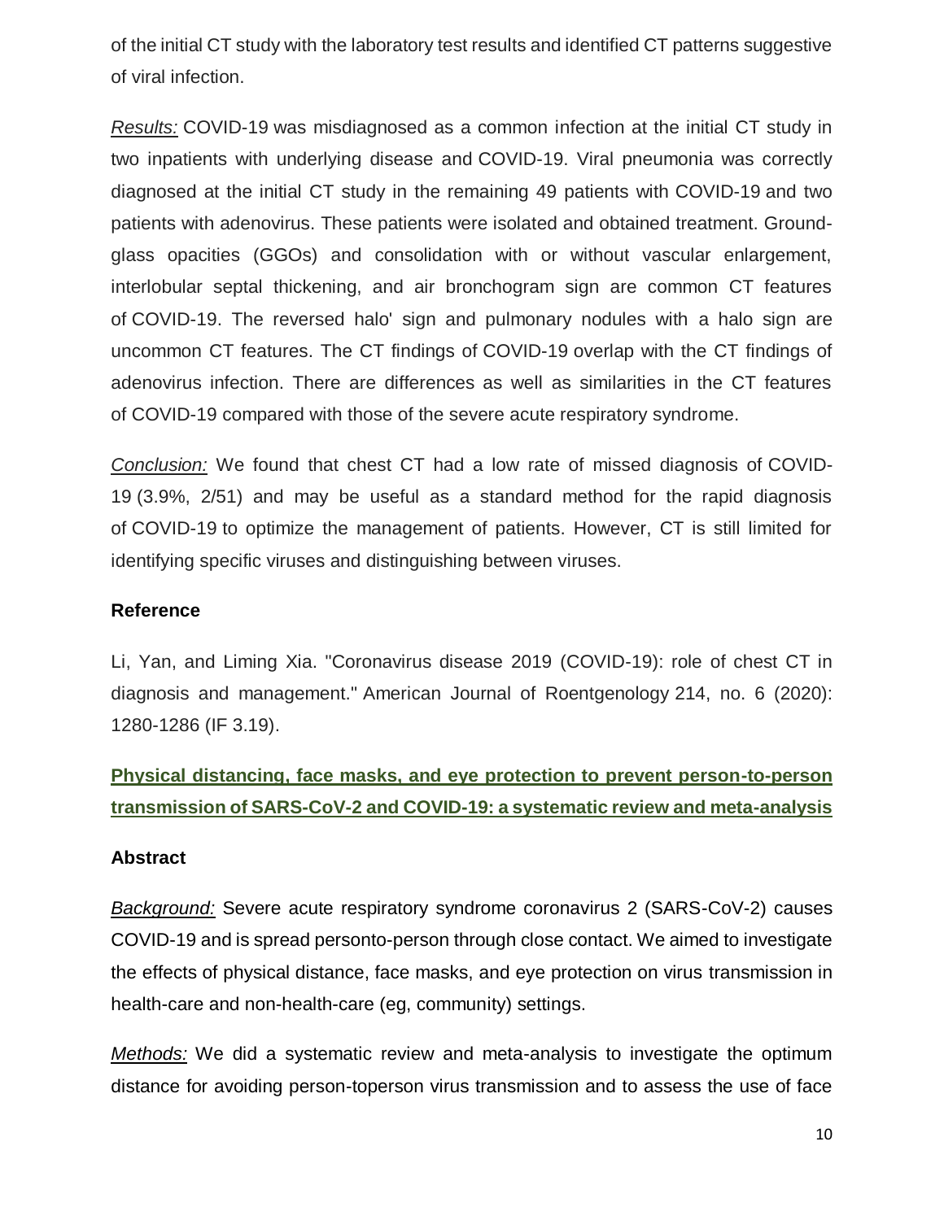of the initial CT study with the laboratory test results and identified CT patterns suggestive of viral infection.

*Results:* COVID-19 was misdiagnosed as a common infection at the initial CT study in two inpatients with underlying disease and COVID-19. Viral pneumonia was correctly diagnosed at the initial CT study in the remaining 49 patients with COVID-19 and two patients with adenovirus. These patients were isolated and obtained treatment. Ground-glass opacities (GGOs) and consolidation with or without vascular enlargement, interlobular septal thickening, and air bronchogram sign are common CT features of COVID-19. The reversed halo' sign and pulmonary nodules with a halo sign are uncommon CT features. The CT findings of COVID-19 overlap with the CT findings of adenovirus infection. There are differences as well as similarities in the CT features of COVID-19 compared with those of the severe acute respiratory syndrome.

*Conclusion:* We found that chest CT had a low rate of missed diagnosis of COVID-19 (3.9%, 2/51) and may be useful as a standard method for the rapid diagnosis of COVID-19 to optimize the management of patients. However, CT is still limited for identifying specific viruses and distinguishing between viruses.

### Reference

Li, Yan, and Liming Xia. "Coronavirus disease 2019 (COVID-19): role of chest CT in diagnosis and management." American Journal of Roentgenology 214, no. 6 (2020): 1280-1286 (IF 3.19).

## Physical distancing, face masks, and eye protection to prevent person-to-person transmission of SARS-CoV-2 and COVID-19: a systematic review and meta-analysis

### Abstract

*Background:* Severe acute respiratory syndrome coronavirus 2 (SARS-CoV-2) causes COVID-19 and is spread personto-person through close contact. We aimed to investigate the effects of physical distance, face masks, and eye protection on virus transmission in health-care and non-health-care (eg, community) settings.

*Methods:* We did a systematic review and meta-analysis to investigate the optimum distance for avoiding person-toperson virus transmission and to assess the use of face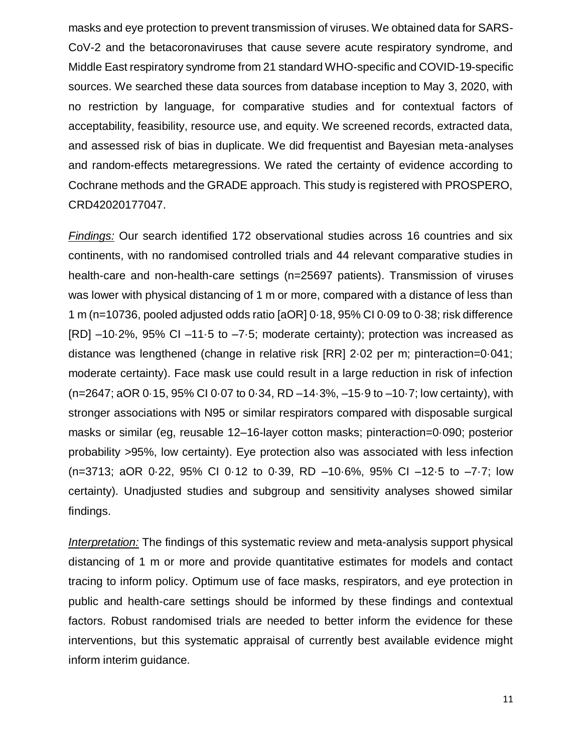masks and eye protection to prevent transmission of viruses. We obtained data for SARS-CoV-2 and the betacoronaviruses that cause severe acute respiratory syndrome, and Middle East respiratory syndrome from 21 standard WHO-specific and COVID-19-specific sources. We searched these data sources from database inception to May 3, 2020, with no restriction by language, for comparative studies and for contextual factors of acceptability, feasibility, resource use, and equity. We screened records, extracted data, and assessed risk of bias in duplicate. We did frequentist and Bayesian meta-analyses and random-effects metaregressions. We rated the certainty of evidence according to Cochrane methods and the GRADE approach. This study is registered with PROSPERO, CRD42020177047.

*Findings:* Our search identified 172 observational studies across 16 countries and six continents, with no randomised controlled trials and 44 relevant comparative studies in health-care and non-health-care settings (n=25697 patients). Transmission of viruses was lower with physical distancing of 1 m or more, compared with a distance of less than 1 m (n=10736, pooled adjusted odds ratio [aOR] 0·18, 95% CI 0·09 to 0·38; risk difference [RD] –10·2%, 95% CI –11·5 to –7·5; moderate certainty); protection was increased as distance was lengthened (change in relative risk [RR] 2·02 per m; pinteraction=0·041; moderate certainty). Face mask use could result in a large reduction in risk of infection (n=2647; aOR 0·15, 95% CI 0·07 to 0·34, RD –14·3%, –15·9 to –10·7; low certainty), with stronger associations with N95 or similar respirators compared with disposable surgical masks or similar (eg, reusable 12–16-layer cotton masks; pinteraction=0·090; posterior probability >95%, low certainty). Eye protection also was associated with less infection (n=3713; aOR 0·22, 95% CI 0·12 to 0·39, RD –10·6%, 95% CI –12·5 to –7·7; low certainty). Unadjusted studies and subgroup and sensitivity analyses showed similar findings.

*Interpretation:* The findings of this systematic review and meta-analysis support physical distancing of 1 m or more and provide quantitative estimates for models and contact tracing to inform policy. Optimum use of face masks, respirators, and eye protection in public and health-care settings should be informed by these findings and contextual factors. Robust randomised trials are needed to better inform the evidence for these interventions, but this systematic appraisal of currently best available evidence might inform interim guidance.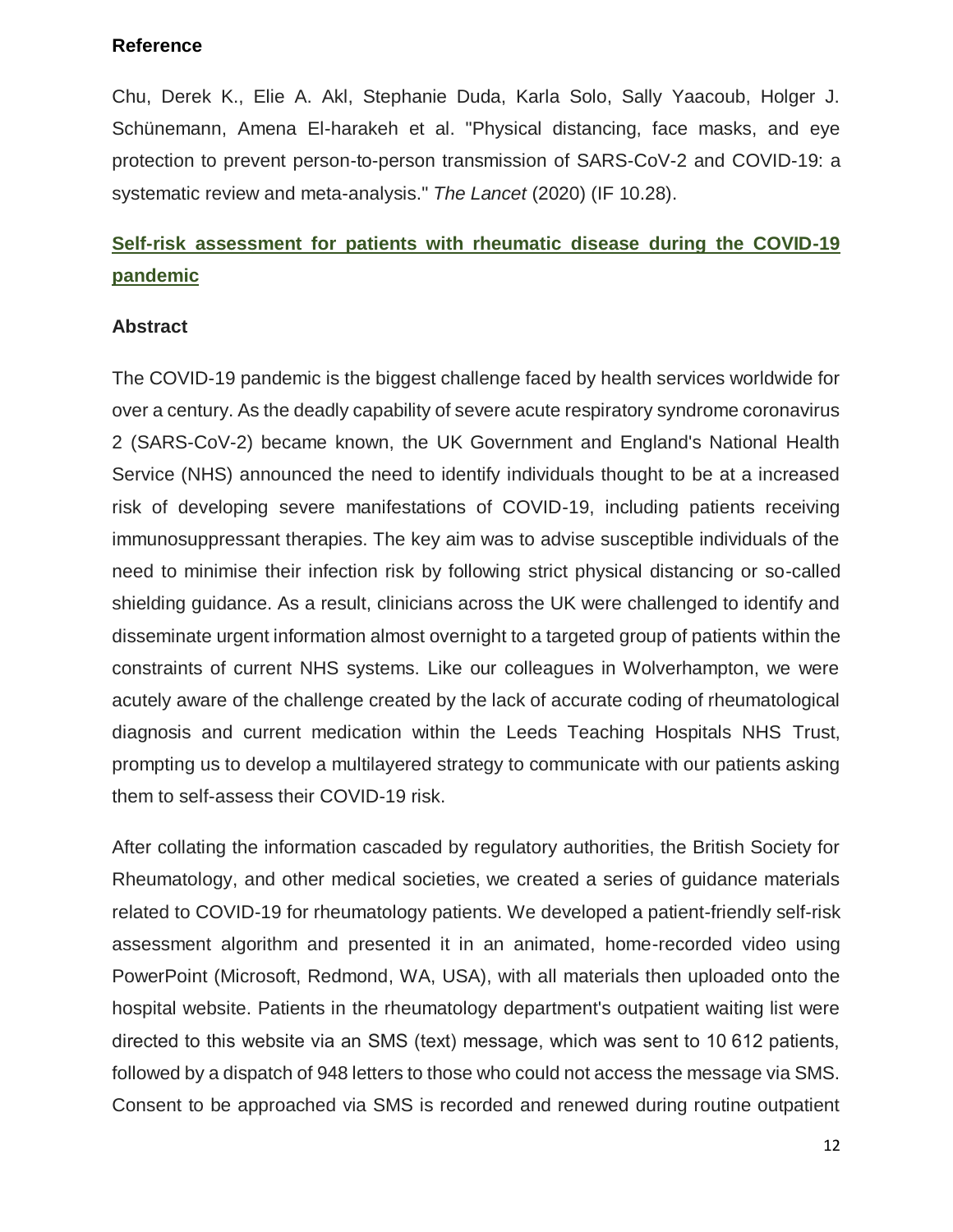**Reference**

Chu, Derek K., Elie A. Akl, Stephanie Duda, Karla Solo, Sally Yaacoub, Holger J. Schünemann, Amena El-harakeh et al. "Physical distancing, face masks, and eye protection to prevent person-to-person transmission of SARS-CoV-2 and COVID-19: a systematic review and meta-analysis." *The Lancet* (2020) (IF 10.28).

## Self-risk assessment for patients with rheumatic disease during the COVID-19 pandemic

**Abstract**

The COVID-19 pandemic is the biggest challenge faced by health services worldwide for over a century. As the deadly capability of severe acute respiratory syndrome coronavirus 2 (SARS-CoV-2) became known, the UK Government and England's National Health Service (NHS) announced the need to identify individuals thought to be at a increased risk of developing severe manifestations of COVID-19, including patients receiving immunosuppressant therapies. The key aim was to advise susceptible individuals of the need to minimise their infection risk by following strict physical distancing or so-called shielding guidance. As a result, clinicians across the UK were challenged to identify and disseminate urgent information almost overnight to a targeted group of patients within the constraints of current NHS systems. Like our colleagues in Wolverhampton, we were acutely aware of the challenge created by the lack of accurate coding of rheumatological diagnosis and current medication within the Leeds Teaching Hospitals NHS Trust, prompting us to develop a multilayered strategy to communicate with our patients asking them to self-assess their COVID-19 risk.

After collating the information cascaded by regulatory authorities, the British Society for Rheumatology, and other medical societies, we created a series of guidance materials related to COVID-19 for rheumatology patients. We developed a patient-friendly self-risk assessment algorithm and presented it in an animated, home-recorded video using PowerPoint (Microsoft, Redmond, WA, USA), with all materials then uploaded onto the hospital website. Patients in the rheumatology department's outpatient waiting list were directed to this website via an SMS (text) message, which was sent to 10 612 patients, followed by a dispatch of 948 letters to those who could not access the message via SMS. Consent to be approached via SMS is recorded and renewed during routine outpatient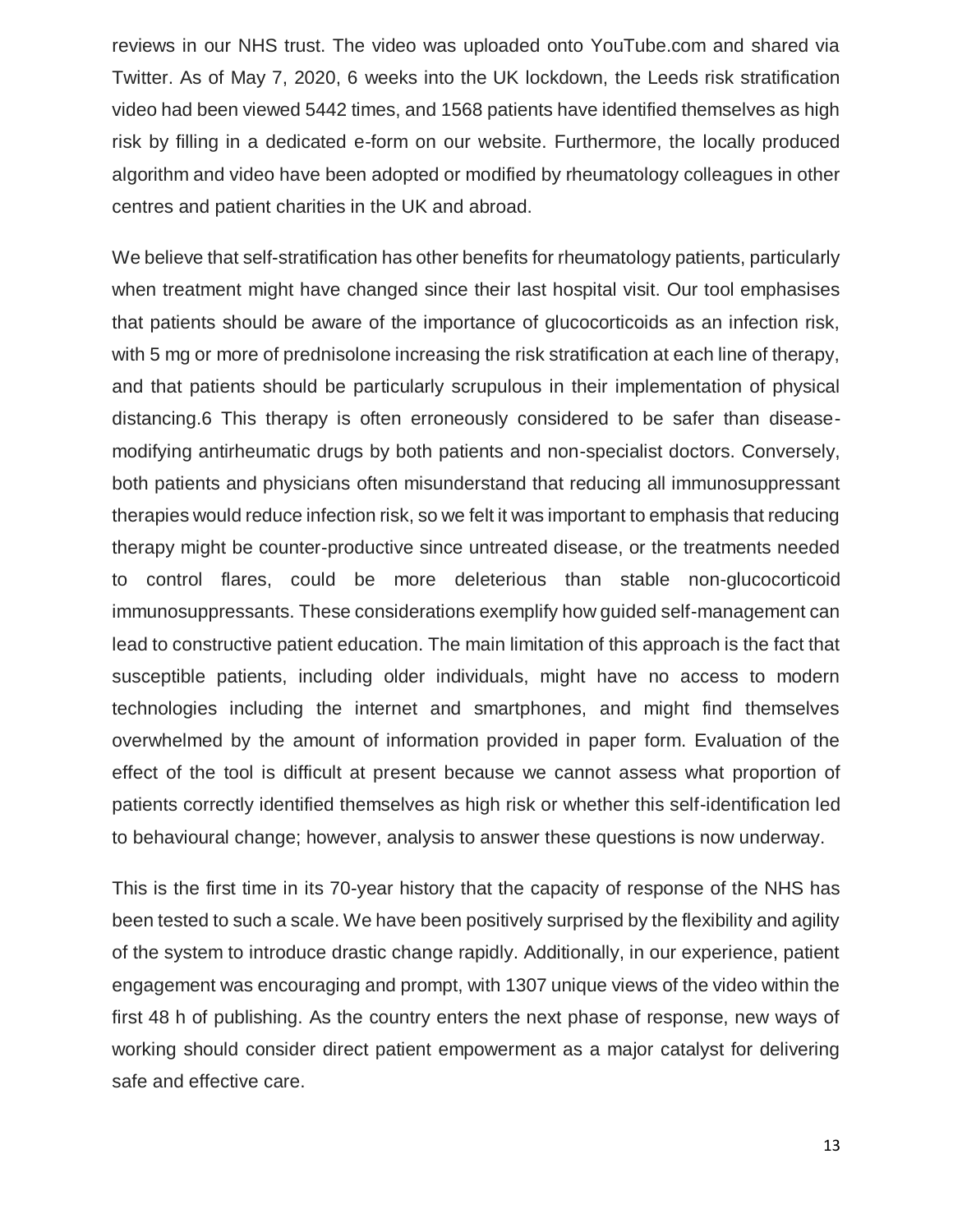reviews in our NHS trust. The video was uploaded onto YouTube.com and shared via Twitter. As of May 7, 2020, 6 weeks into the UK lockdown, the Leeds risk stratification video had been viewed 5442 times, and 1568 patients have identified themselves as high risk by filling in a dedicated e-form on our website. Furthermore, the locally produced algorithm and video have been adopted or modified by rheumatology colleagues in other centres and patient charities in the UK and abroad.

We believe that self-stratification has other benefits for rheumatology patients, particularly when treatment might have changed since their last hospital visit. Our tool emphasises that patients should be aware of the importance of glucocorticoids as an infection risk, with 5 mg or more of prednisolone increasing the risk stratification at each line of therapy, and that patients should be particularly scrupulous in their implementation of physical distancing.6 This therapy is often erroneously considered to be safer than disease-modifying antirheumatic drugs by both patients and non-specialist doctors. Conversely, both patients and physicians often misunderstand that reducing all immunosuppressant therapies would reduce infection risk, so we felt it was important to emphasis that reducing therapy might be counter-productive since untreated disease, or the treatments needed to control flares, could be more deleterious than stable non-glucocorticoid immunosuppressants. These considerations exemplify how guided self-management can lead to constructive patient education. The main limitation of this approach is the fact that susceptible patients, including older individuals, might have no access to modern technologies including the internet and smartphones, and might find themselves overwhelmed by the amount of information provided in paper form. Evaluation of the effect of the tool is difficult at present because we cannot assess what proportion of patients correctly identified themselves as high risk or whether this self-identification led to behavioural change; however, analysis to answer these questions is now underway.

This is the first time in its 70-year history that the capacity of response of the NHS has been tested to such a scale. We have been positively surprised by the flexibility and agility of the system to introduce drastic change rapidly. Additionally, in our experience, patient engagement was encouraging and prompt, with 1307 unique views of the video within the first 48 h of publishing. As the country enters the next phase of response, new ways of working should consider direct patient empowerment as a major catalyst for delivering safe and effective care.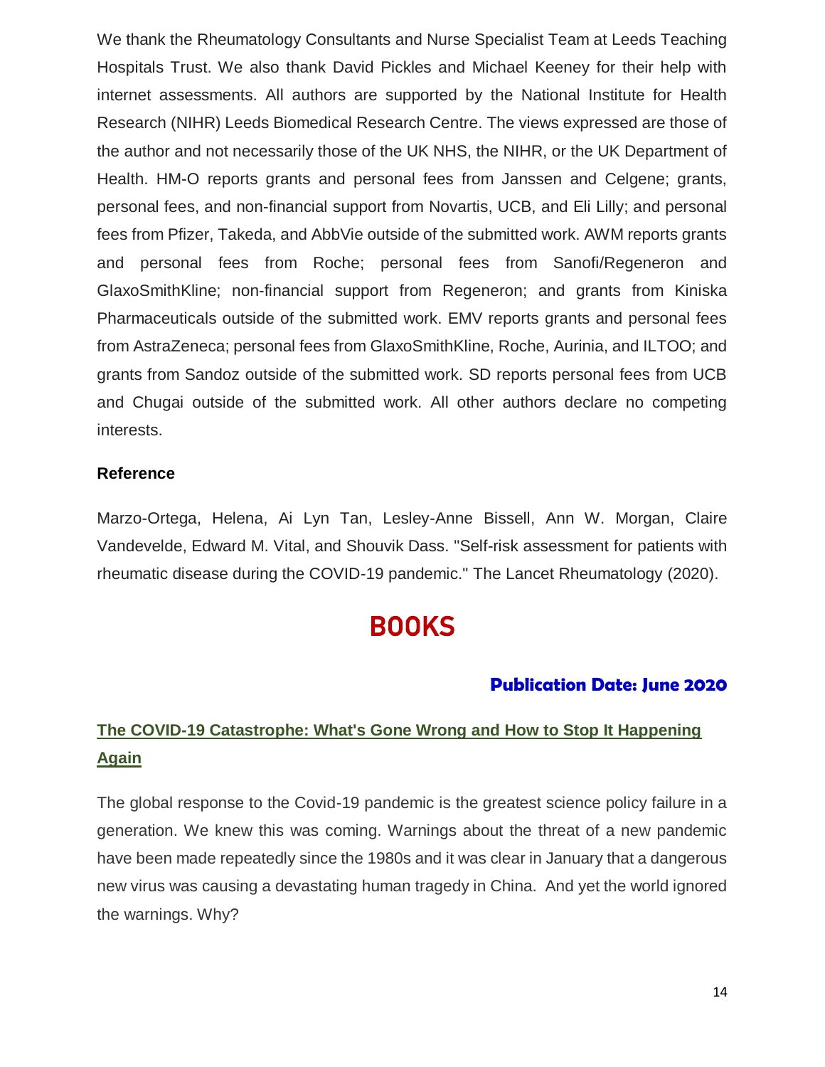We thank the Rheumatology Consultants and Nurse Specialist Team at Leeds Teaching Hospitals Trust. We also thank David Pickles and Michael Keeney for their help with internet assessments. All authors are supported by the National Institute for Health Research (NIHR) Leeds Biomedical Research Centre. The views expressed are those of the author and not necessarily those of the UK NHS, the NIHR, or the UK Department of Health. HM-O reports grants and personal fees from Janssen and Celgene; grants, personal fees, and non-financial support from Novartis, UCB, and Eli Lilly; and personal fees from Pfizer, Takeda, and AbbVie outside of the submitted work. AWM reports grants and personal fees from Roche; personal fees from Sanofi/Regeneron and GlaxoSmithKline; non-financial support from Regeneron; and grants from Kiniska Pharmaceuticals outside of the submitted work. EMV reports grants and personal fees from AstraZeneca; personal fees from GlaxoSmithKline, Roche, Aurinia, and ILTOO; and grants from Sandoz outside of the submitted work. SD reports personal fees from UCB and Chugai outside of the submitted work. All other authors declare no competing interests.

**Reference**

Marzo-Ortega, Helena, Ai Lyn Tan, Lesley-Anne Bissell, Ann W. Morgan, Claire Vandevelde, Edward M. Vital, and Shouvik Dass. "Self-risk assessment for patients with rheumatic disease during the COVID-19 pandemic." The Lancet Rheumatology (2020).

# BOOKS

**Publication Date: June 2020**

## The COVID-19 Catastrophe: What's Gone Wrong and How to Stop It Happening Again

The global response to the Covid-19 pandemic is the greatest science policy failure in a generation. We knew this was coming. Warnings about the threat of a new pandemic have been made repeatedly since the 1980s and it was clear in January that a dangerous new virus was causing a devastating human tragedy in China. And yet the world ignored the warnings. Why?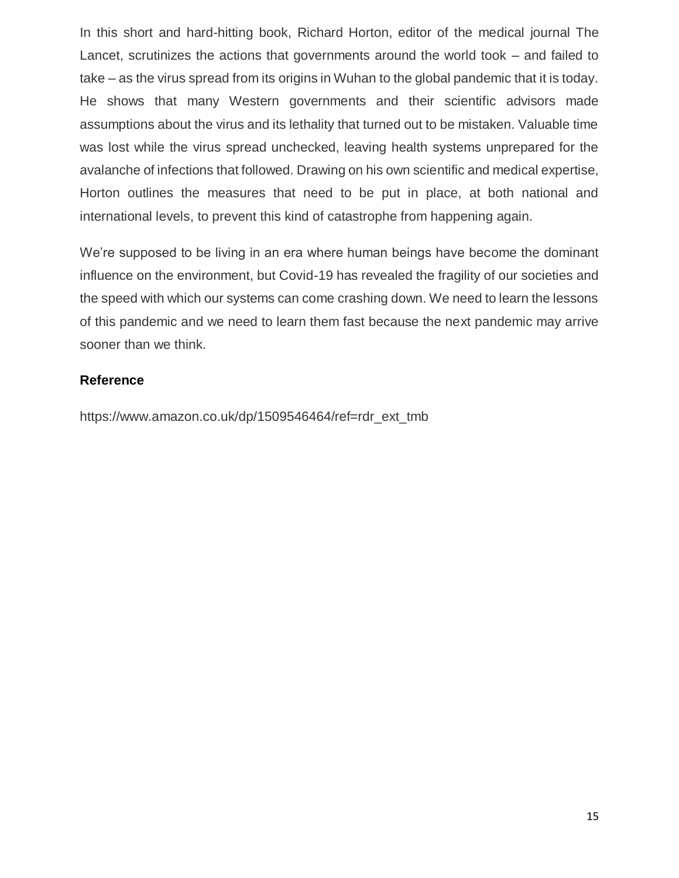In this short and hard-hitting book, Richard Horton, editor of the medical journal The Lancet, scrutinizes the actions that governments around the world took – and failed to take – as the virus spread from its origins in Wuhan to the global pandemic that it is today. He shows that many Western governments and their scientific advisors made assumptions about the virus and its lethality that turned out to be mistaken. Valuable time was lost while the virus spread unchecked, leaving health systems unprepared for the avalanche of infections that followed. Drawing on his own scientific and medical expertise, Horton outlines the measures that need to be put in place, at both national and international levels, to prevent this kind of catastrophe from happening again.

We're supposed to be living in an era where human beings have become the dominant influence on the environment, but Covid-19 has revealed the fragility of our societies and the speed with which our systems can come crashing down. We need to learn the lessons of this pandemic and we need to learn them fast because the next pandemic may arrive sooner than we think.

**Reference**

https://www.amazon.co.uk/dp/1509546464/ref=rdr_ext_tmb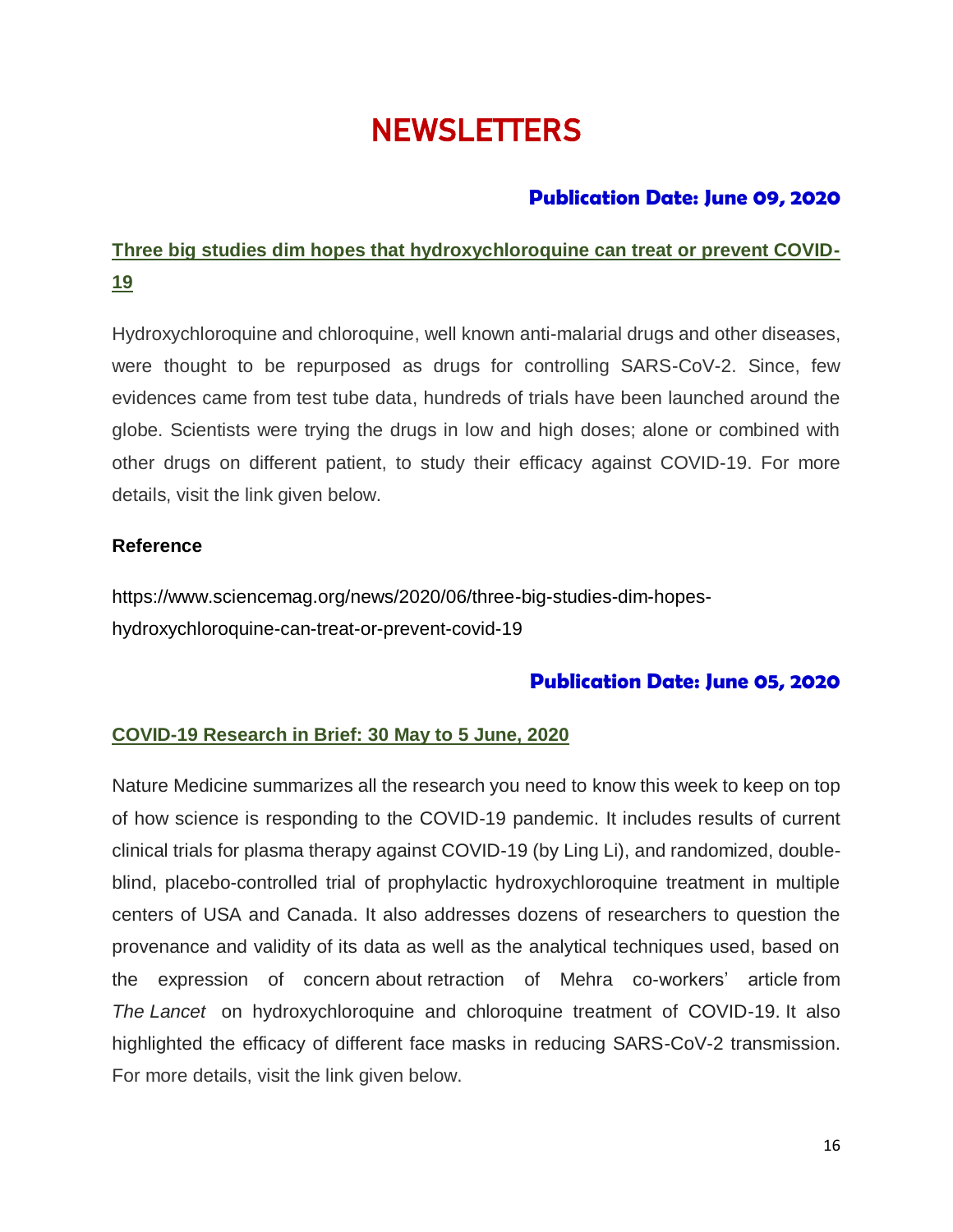# NEWSLETTERS

### Publication Date: June 09, 2020

## Three big studies dim hopes that hydroxychloroquine can treat or prevent COVID-19

Hydroxychloroquine and chloroquine, well known anti-malarial drugs and other diseases, were thought to be repurposed as drugs for controlling SARS-CoV-2. Since, few evidences came from test tube data, hundreds of trials have been launched around the globe. Scientists were trying the drugs in low and high doses; alone or combined with other drugs on different patient, to study their efficacy against COVID-19. For more details, visit the link given below.

**Reference**

https://www.sciencemag.org/news/2020/06/three-big-studies-dim-hopes-hydroxychloroquine-can-treat-or-prevent-covid-19

### Publication Date: June 05, 2020

## COVID-19 Research in Brief: 30 May to 5 June, 2020

Nature Medicine summarizes all the research you need to know this week to keep on top of how science is responding to the COVID-19 pandemic. It includes results of current clinical trials for plasma therapy against COVID-19 (by Ling Li), and randomized, double-blind, placebo-controlled trial of prophylactic hydroxychloroquine treatment in multiple centers of USA and Canada. It also addresses dozens of researchers to question the provenance and validity of its data as well as the analytical techniques used, based on the expression of concern about retraction of Mehra co-workers' article from *The Lancet* on hydroxychloroquine and chloroquine treatment of COVID-19. It also highlighted the efficacy of different face masks in reducing SARS-CoV-2 transmission. For more details, visit the link given below.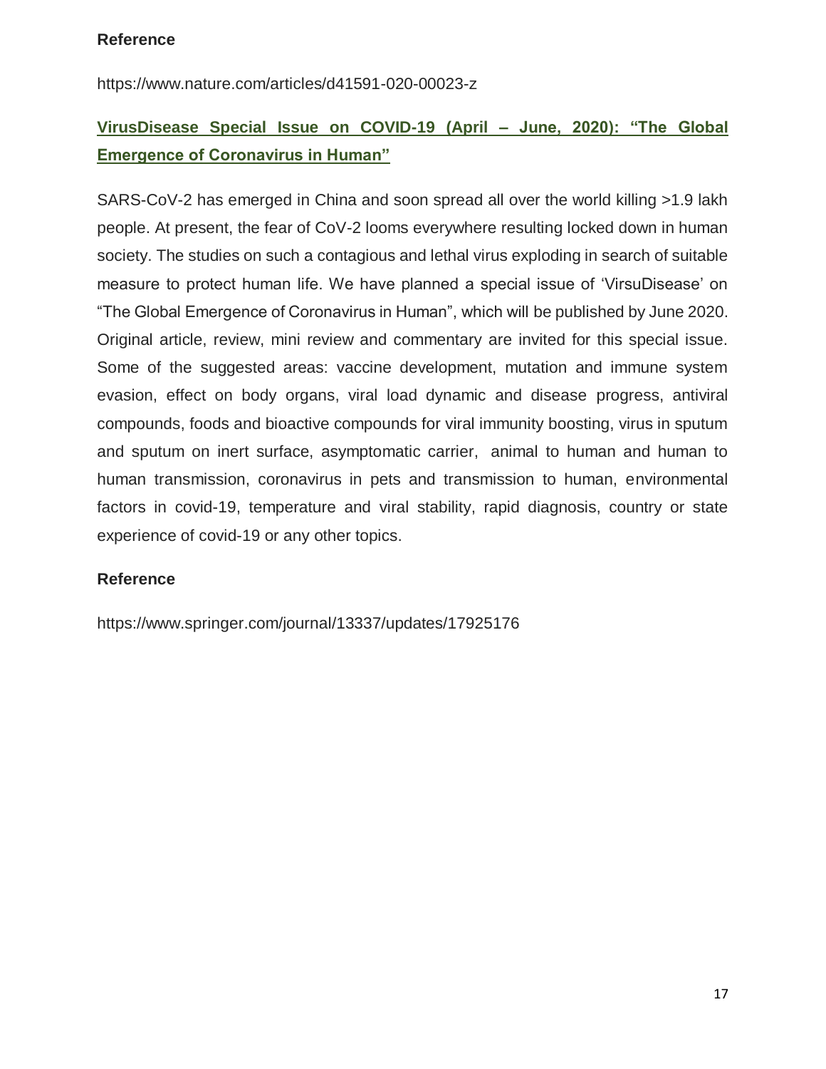**Reference**

https://www.nature.com/articles/d41591-020-00023-z

## VirusDisease Special Issue on COVID-19 (April – June, 2020): "The Global Emergence of Coronavirus in Human"

SARS-CoV-2 has emerged in China and soon spread all over the world killing >1.9 lakh people. At present, the fear of CoV-2 looms everywhere resulting locked down in human society. The studies on such a contagious and lethal virus exploding in search of suitable measure to protect human life. We have planned a special issue of 'VirsuDisease' on "The Global Emergence of Coronavirus in Human", which will be published by June 2020. Original article, review, mini review and commentary are invited for this special issue. Some of the suggested areas: vaccine development, mutation and immune system evasion, effect on body organs, viral load dynamic and disease progress, antiviral compounds, foods and bioactive compounds for viral immunity boosting, virus in sputum and sputum on inert surface, asymptomatic carrier, animal to human and human to human transmission, coronavirus in pets and transmission to human, environmental factors in covid-19, temperature and viral stability, rapid diagnosis, country or state experience of covid-19 or any other topics.

**Reference**

https://www.springer.com/journal/13337/updates/17925176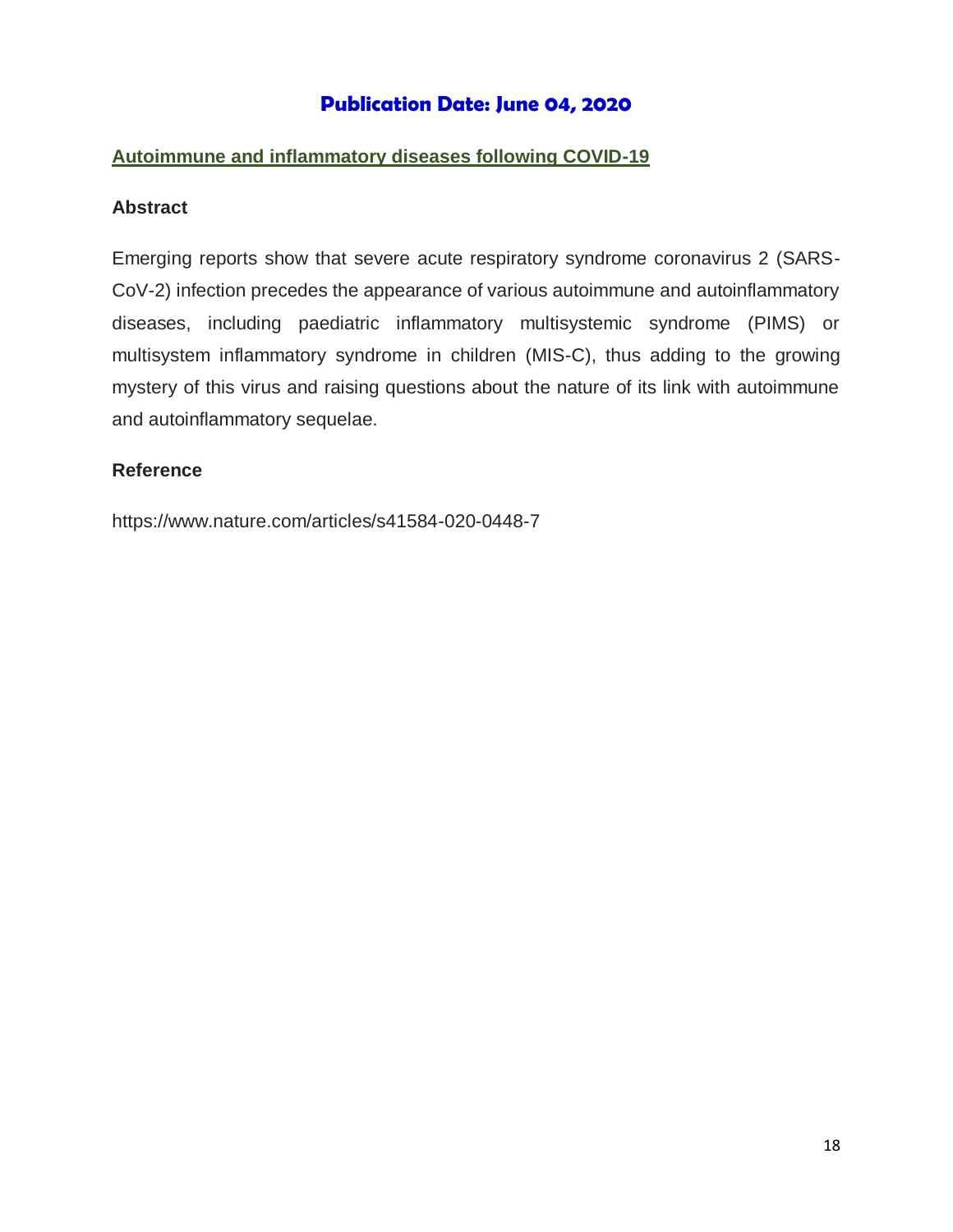## Publication Date: June 04, 2020

### Autoimmune and inflammatory diseases following COVID-19

**Abstract**

Emerging reports show that severe acute respiratory syndrome coronavirus 2 (SARS-CoV-2) infection precedes the appearance of various autoimmune and autoinflammatory diseases, including paediatric inflammatory multisystemic syndrome (PIMS) or multisystem inflammatory syndrome in children (MIS-C), thus adding to the growing mystery of this virus and raising questions about the nature of its link with autoimmune and autoinflammatory sequelae.

**Reference**

https://www.nature.com/articles/s41584-020-0448-7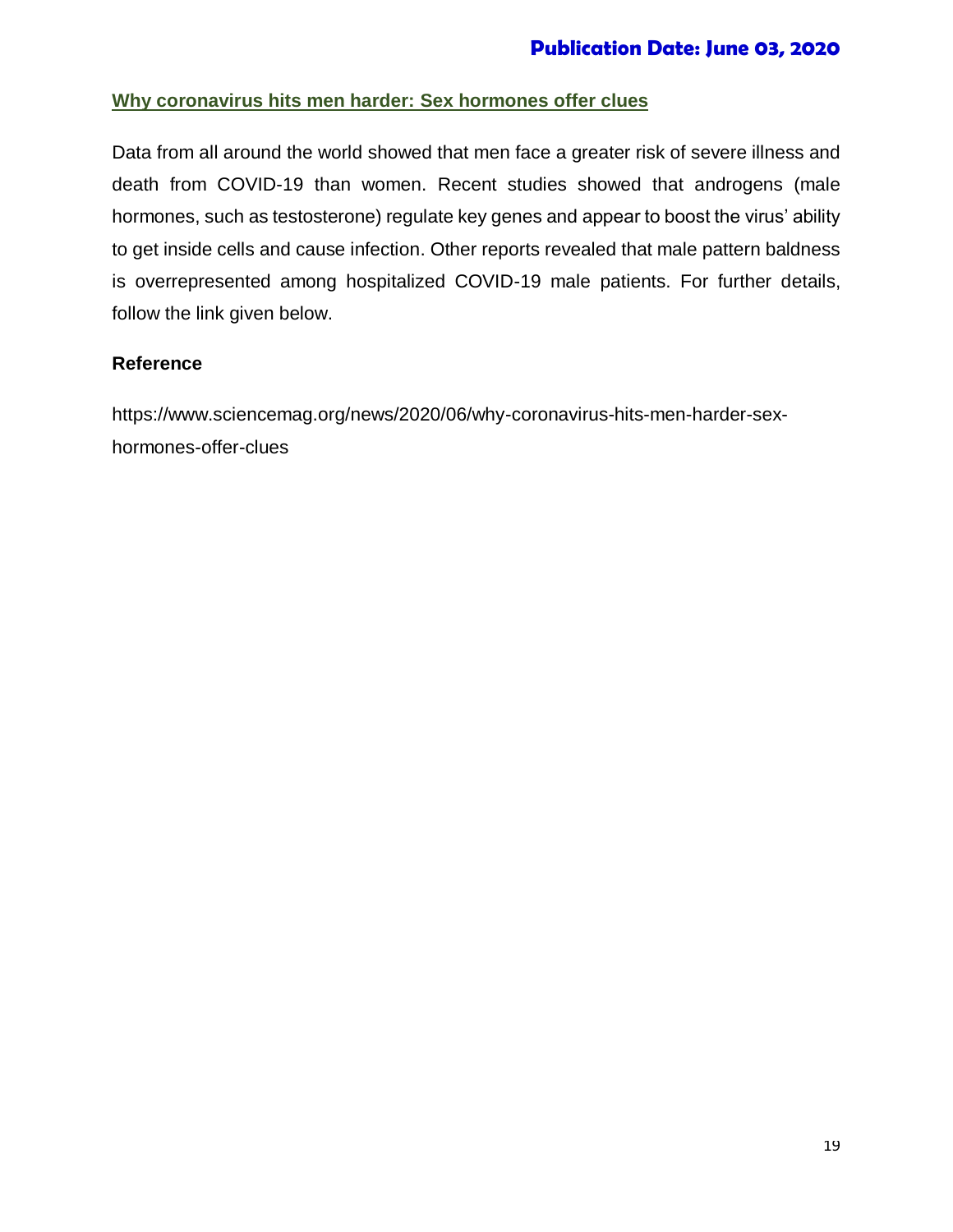**Publication Date: June 03, 2020**

## Why coronavirus hits men harder: Sex hormones offer clues

Data from all around the world showed that men face a greater risk of severe illness and death from COVID-19 than women. Recent studies showed that androgens (male hormones, such as testosterone) regulate key genes and appear to boost the virus' ability to get inside cells and cause infection. Other reports revealed that male pattern baldness is overrepresented among hospitalized COVID-19 male patients. For further details, follow the link given below.

**Reference**

https://www.sciencemag.org/news/2020/06/why-coronavirus-hits-men-harder-sex-hormones-offer-clues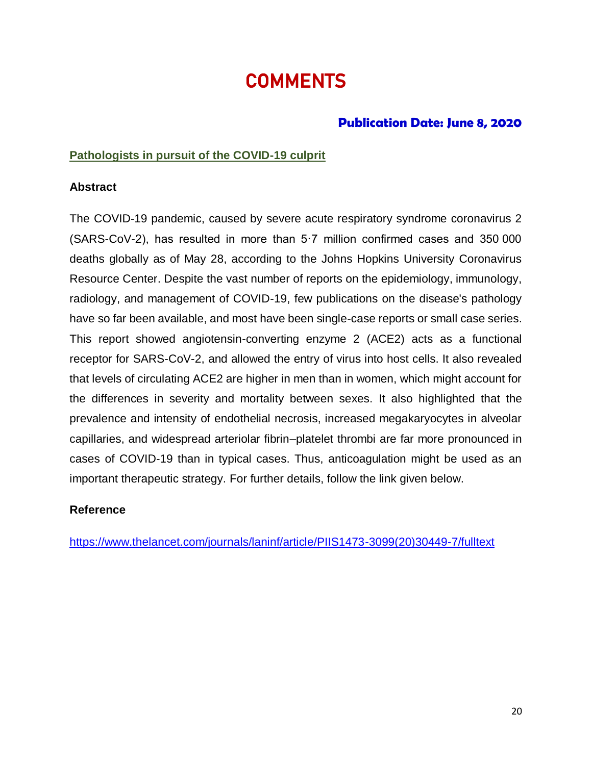# COMMENTS

**Publication Date: June 8, 2020**

## Pathologists in pursuit of the COVID-19 culprit

### Abstract

The COVID-19 pandemic, caused by severe acute respiratory syndrome coronavirus 2 (SARS-CoV-2), has resulted in more than 5·7 million confirmed cases and 350 000 deaths globally as of May 28, according to the Johns Hopkins University Coronavirus Resource Center. Despite the vast number of reports on the epidemiology, immunology, radiology, and management of COVID-19, few publications on the disease's pathology have so far been available, and most have been single-case reports or small case series. This report showed angiotensin-converting enzyme 2 (ACE2) acts as a functional receptor for SARS-CoV-2, and allowed the entry of virus into host cells. It also revealed that levels of circulating ACE2 are higher in men than in women, which might account for the differences in severity and mortality between sexes. It also highlighted that the prevalence and intensity of endothelial necrosis, increased megakaryocytes in alveolar capillaries, and widespread arteriolar fibrin–platelet thrombi are far more pronounced in cases of COVID-19 than in typical cases. Thus, anticoagulation might be used as an important therapeutic strategy. For further details, follow the link given below.

### Reference

https://www.thelancet.com/journals/laninf/article/PIIS1473-3099(20)30449-7/fulltext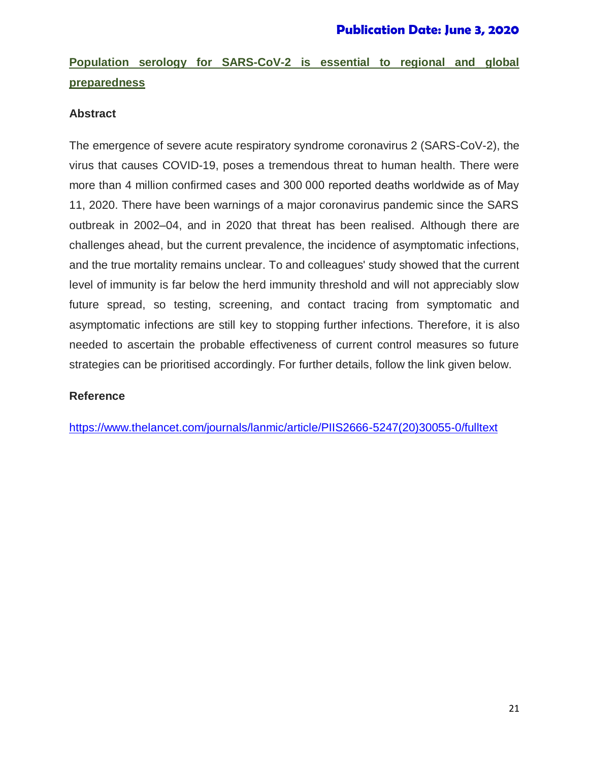**Publication Date: June 3, 2020**

## Population serology for SARS-CoV-2 is essential to regional and global preparedness

### Abstract

The emergence of severe acute respiratory syndrome coronavirus 2 (SARS-CoV-2), the virus that causes COVID-19, poses a tremendous threat to human health. There were more than 4 million confirmed cases and 300 000 reported deaths worldwide as of May 11, 2020. There have been warnings of a major coronavirus pandemic since the SARS outbreak in 2002–04, and in 2020 that threat has been realised. Although there are challenges ahead, but the current prevalence, the incidence of asymptomatic infections, and the true mortality remains unclear. To and colleagues' study showed that the current level of immunity is far below the herd immunity threshold and will not appreciably slow future spread, so testing, screening, and contact tracing from symptomatic and asymptomatic infections are still key to stopping further infections. Therefore, it is also needed to ascertain the probable effectiveness of current control measures so future strategies can be prioritised accordingly. For further details, follow the link given below.

### Reference

https://www.thelancet.com/journals/lanmic/article/PIIS2666-5247(20)30055-0/fulltext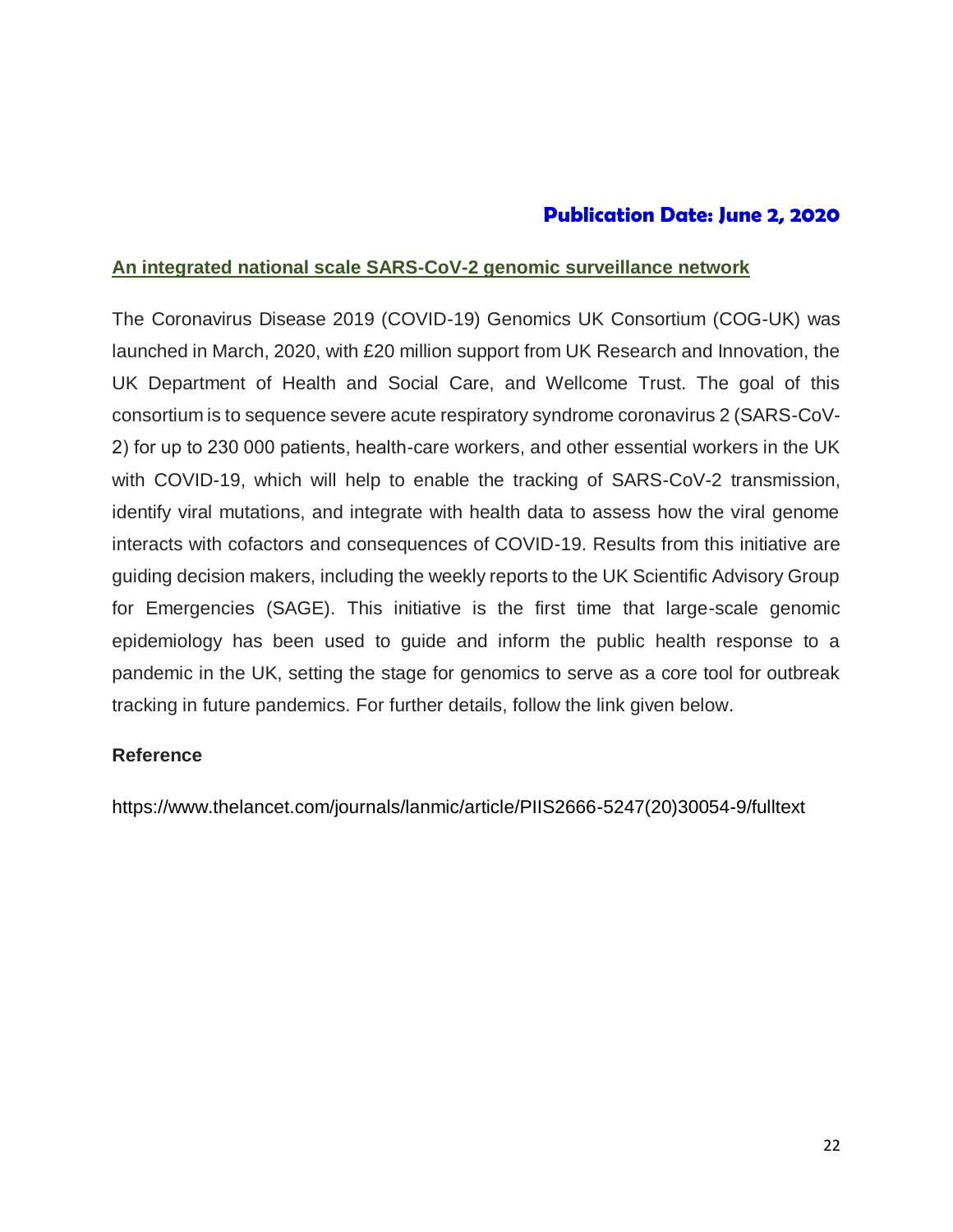**Publication Date: June 2, 2020**

## An integrated national scale SARS-CoV-2 genomic surveillance network

The Coronavirus Disease 2019 (COVID-19) Genomics UK Consortium (COG-UK) was launched in March, 2020, with £20 million support from UK Research and Innovation, the UK Department of Health and Social Care, and Wellcome Trust. The goal of this consortium is to sequence severe acute respiratory syndrome coronavirus 2 (SARS-CoV-2) for up to 230 000 patients, health-care workers, and other essential workers in the UK with COVID-19, which will help to enable the tracking of SARS-CoV-2 transmission, identify viral mutations, and integrate with health data to assess how the viral genome interacts with cofactors and consequences of COVID-19. Results from this initiative are guiding decision makers, including the weekly reports to the UK Scientific Advisory Group for Emergencies (SAGE). This initiative is the first time that large-scale genomic epidemiology has been used to guide and inform the public health response to a pandemic in the UK, setting the stage for genomics to serve as a core tool for outbreak tracking in future pandemics. For further details, follow the link given below.

**Reference**

https://www.thelancet.com/journals/lanmic/article/PIIS2666-5247(20)30054-9/fulltext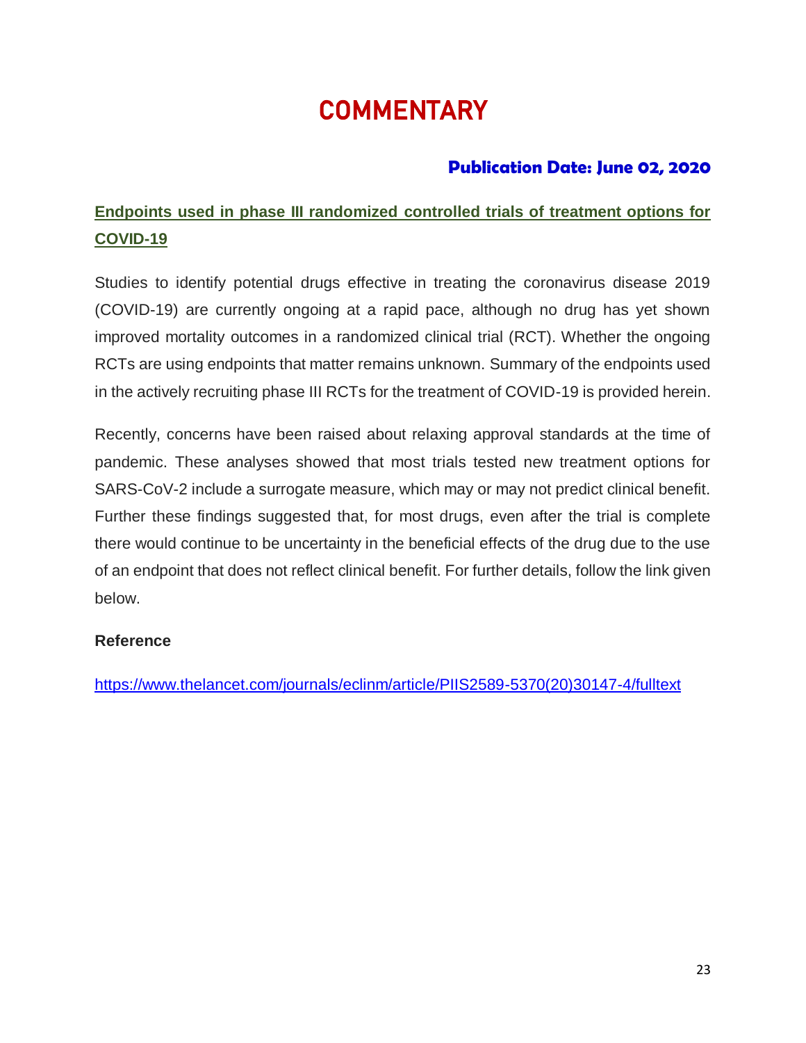# COMMENTARY

**Publication Date: June 02, 2020**

## Endpoints used in phase III randomized controlled trials of treatment options for COVID-19

Studies to identify potential drugs effective in treating the coronavirus disease 2019 (COVID-19) are currently ongoing at a rapid pace, although no drug has yet shown improved mortality outcomes in a randomized clinical trial (RCT). Whether the ongoing RCTs are using endpoints that matter remains unknown. Summary of the endpoints used in the actively recruiting phase III RCTs for the treatment of COVID-19 is provided herein.

Recently, concerns have been raised about relaxing approval standards at the time of pandemic. These analyses showed that most trials tested new treatment options for SARS-CoV-2 include a surrogate measure, which may or may not predict clinical benefit. Further these findings suggested that, for most drugs, even after the trial is complete there would continue to be uncertainty in the beneficial effects of the drug due to the use of an endpoint that does not reflect clinical benefit. For further details, follow the link given below.

**Reference**

https://www.thelancet.com/journals/eclinm/article/PIIS2589-5370(20)30147-4/fulltext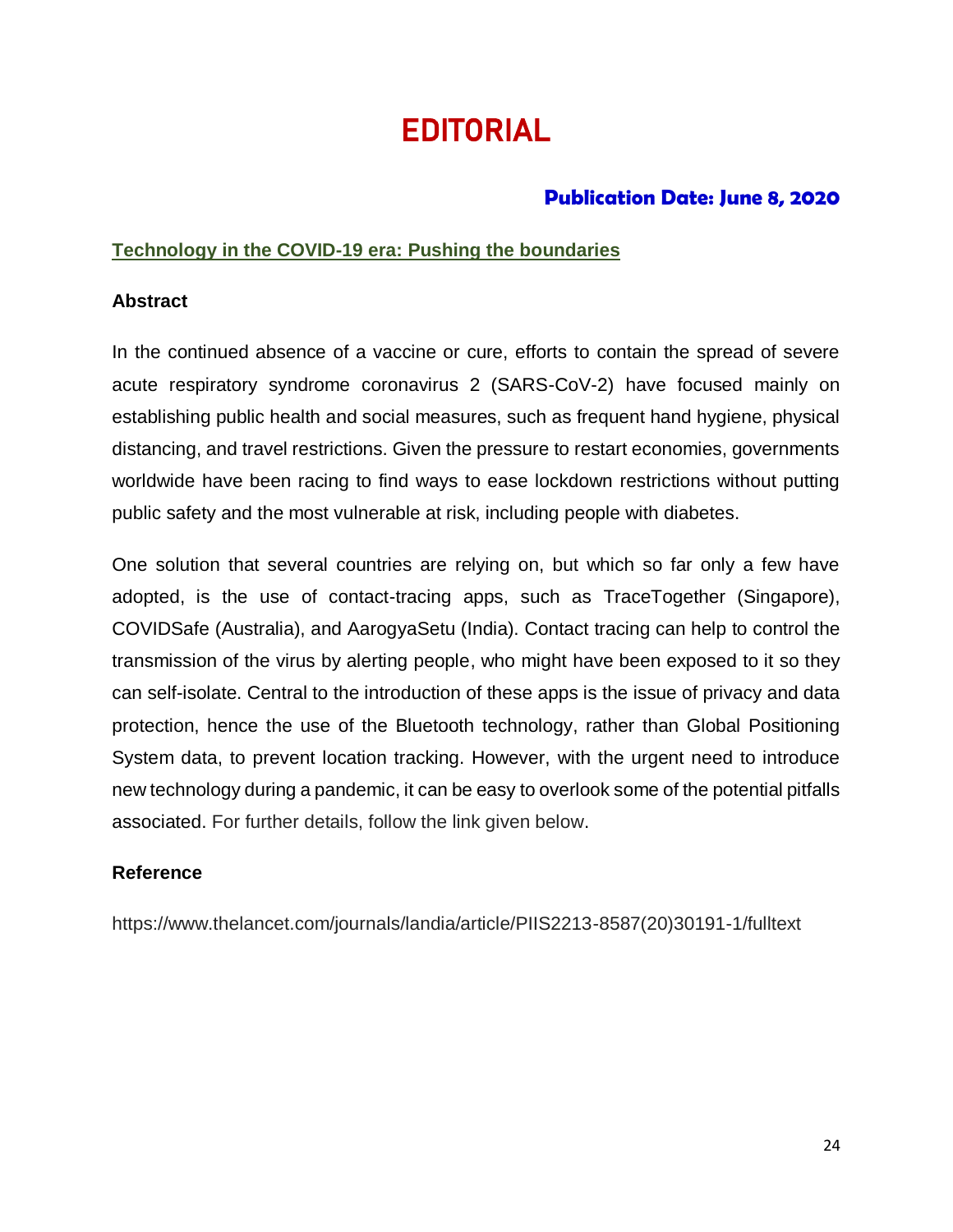# EDITORIAL

**Publication Date: June 8, 2020**

## Technology in the COVID-19 era: Pushing the boundaries

### Abstract

In the continued absence of a vaccine or cure, efforts to contain the spread of severe acute respiratory syndrome coronavirus 2 (SARS-CoV-2) have focused mainly on establishing public health and social measures, such as frequent hand hygiene, physical distancing, and travel restrictions. Given the pressure to restart economies, governments worldwide have been racing to find ways to ease lockdown restrictions without putting public safety and the most vulnerable at risk, including people with diabetes.

One solution that several countries are relying on, but which so far only a few have adopted, is the use of contact-tracing apps, such as TraceTogether (Singapore), COVIDSafe (Australia), and AarogyaSetu (India). Contact tracing can help to control the transmission of the virus by alerting people, who might have been exposed to it so they can self-isolate. Central to the introduction of these apps is the issue of privacy and data protection, hence the use of the Bluetooth technology, rather than Global Positioning System data, to prevent location tracking. However, with the urgent need to introduce new technology during a pandemic, it can be easy to overlook some of the potential pitfalls associated. For further details, follow the link given below.

### Reference

https://www.thelancet.com/journals/landia/article/PIIS2213-8587(20)30191-1/fulltext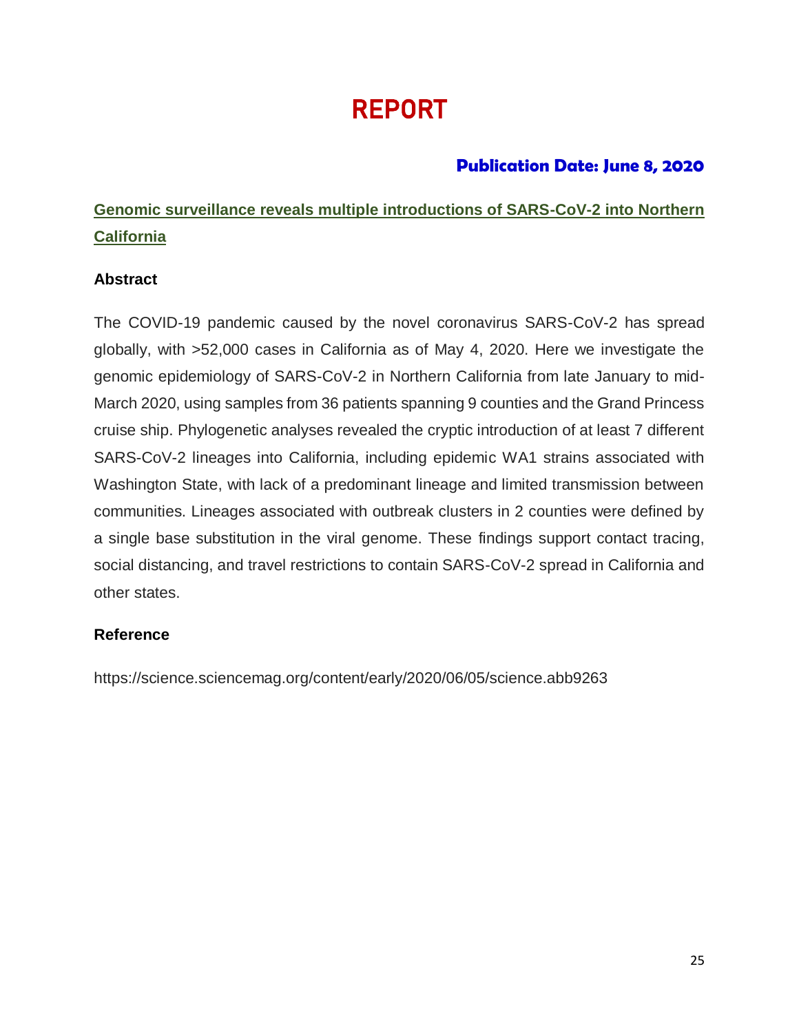# REPORT

**Publication Date: June 8, 2020**

## Genomic surveillance reveals multiple introductions of SARS-CoV-2 into Northern California

### Abstract

The COVID-19 pandemic caused by the novel coronavirus SARS-CoV-2 has spread globally, with >52,000 cases in California as of May 4, 2020. Here we investigate the genomic epidemiology of SARS-CoV-2 in Northern California from late January to mid-March 2020, using samples from 36 patients spanning 9 counties and the Grand Princess cruise ship. Phylogenetic analyses revealed the cryptic introduction of at least 7 different SARS-CoV-2 lineages into California, including epidemic WA1 strains associated with Washington State, with lack of a predominant lineage and limited transmission between communities. Lineages associated with outbreak clusters in 2 counties were defined by a single base substitution in the viral genome. These findings support contact tracing, social distancing, and travel restrictions to contain SARS-CoV-2 spread in California and other states.

### Reference

https://science.sciencemag.org/content/early/2020/06/05/science.abb9263